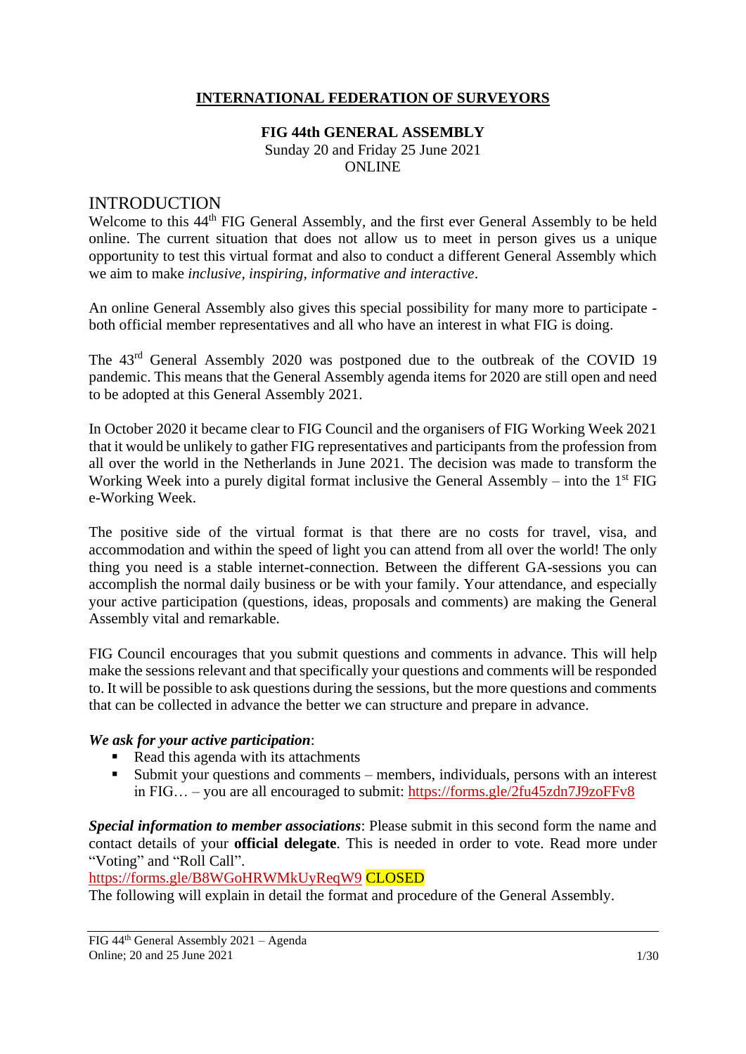# INTERNATIONAL FEDERATION OF SURVEYORS

## FIG 44th GENERAL ASSEMBLY

Sunday 20 and Friday 25 June 2021
ONLINE

## INTRODUCTION

Welcome to this 44th FIG General Assembly, and the first ever General Assembly to be held online. The current situation that does not allow us to meet in person gives us a unique opportunity to test this virtual format and also to conduct a different General Assembly which we aim to make *inclusive, inspiring, informative and interactive*.

An online General Assembly also gives this special possibility for many more to participate - both official member representatives and all who have an interest in what FIG is doing.

The 43rd General Assembly 2020 was postponed due to the outbreak of the COVID 19 pandemic. This means that the General Assembly agenda items for 2020 are still open and need to be adopted at this General Assembly 2021.

In October 2020 it became clear to FIG Council and the organisers of FIG Working Week 2021 that it would be unlikely to gather FIG representatives and participants from the profession from all over the world in the Netherlands in June 2021. The decision was made to transform the Working Week into a purely digital format inclusive the General Assembly – into the 1st FIG e-Working Week.

The positive side of the virtual format is that there are no costs for travel, visa, and accommodation and within the speed of light you can attend from all over the world! The only thing you need is a stable internet-connection. Between the different GA-sessions you can accomplish the normal daily business or be with your family. Your attendance, and especially your active participation (questions, ideas, proposals and comments) are making the General Assembly vital and remarkable.

FIG Council encourages that you submit questions and comments in advance. This will help make the sessions relevant and that specifically your questions and comments will be responded to. It will be possible to ask questions during the sessions, but the more questions and comments that can be collected in advance the better we can structure and prepare in advance.

***We ask for your active participation***:

- Read this agenda with its attachments
- Submit your questions and comments – members, individuals, persons with an interest in FIG… – you are all encouraged to submit: https://forms.gle/2fu45zdn7J9zoFFv8

***Special information to member associations***: Please submit in this second form the name and contact details of your **official delegate**. This is needed in order to vote. Read more under "Voting" and "Roll Call".

https://forms.gle/B8WGoHRWMkUyReqW9 CLOSED

The following will explain in detail the format and procedure of the General Assembly.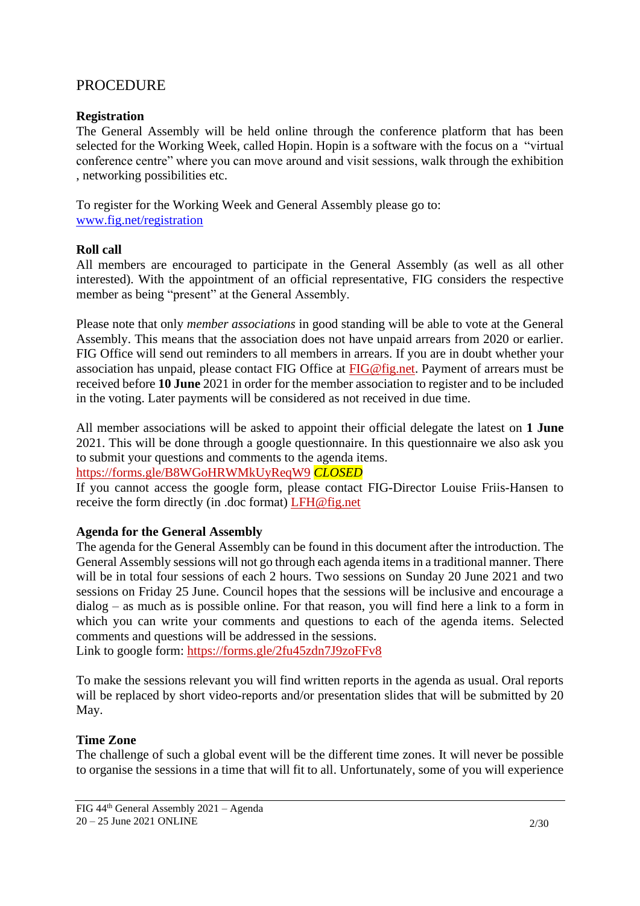## PROCEDURE

**Registration**

The General Assembly will be held online through the conference platform that has been selected for the Working Week, called Hopin. Hopin is a software with the focus on a "virtual conference centre" where you can move around and visit sessions, walk through the exhibition , networking possibilities etc.

To register for the Working Week and General Assembly please go to: www.fig.net/registration

**Roll call**

All members are encouraged to participate in the General Assembly (as well as all other interested). With the appointment of an official representative, FIG considers the respective member as being "present" at the General Assembly.

Please note that only *member associations* in good standing will be able to vote at the General Assembly. This means that the association does not have unpaid arrears from 2020 or earlier. FIG Office will send out reminders to all members in arrears. If you are in doubt whether your association has unpaid, please contact FIG Office at FIG@fig.net. Payment of arrears must be received before **10 June** 2021 in order for the member association to register and to be included in the voting. Later payments will be considered as not received in due time.

All member associations will be asked to appoint their official delegate the latest on **1 June** 2021. This will be done through a google questionnaire. In this questionnaire we also ask you to submit your questions and comments to the agenda items.
https://forms.gle/B8WGoHRWMkUyReqW9 ***CLOSED***
If you cannot access the google form, please contact FIG-Director Louise Friis-Hansen to receive the form directly (in .doc format) LFH@fig.net

**Agenda for the General Assembly**

The agenda for the General Assembly can be found in this document after the introduction. The General Assembly sessions will not go through each agenda items in a traditional manner. There will be in total four sessions of each 2 hours. Two sessions on Sunday 20 June 2021 and two sessions on Friday 25 June. Council hopes that the sessions will be inclusive and encourage a dialog – as much as is possible online. For that reason, you will find here a link to a form in which you can write your comments and questions to each of the agenda items. Selected comments and questions will be addressed in the sessions.
Link to google form: https://forms.gle/2fu45zdn7J9zoFFv8

To make the sessions relevant you will find written reports in the agenda as usual. Oral reports will be replaced by short video-reports and/or presentation slides that will be submitted by 20 May.

**Time Zone**

The challenge of such a global event will be the different time zones. It will never be possible to organise the sessions in a time that will fit to all. Unfortunately, some of you will experience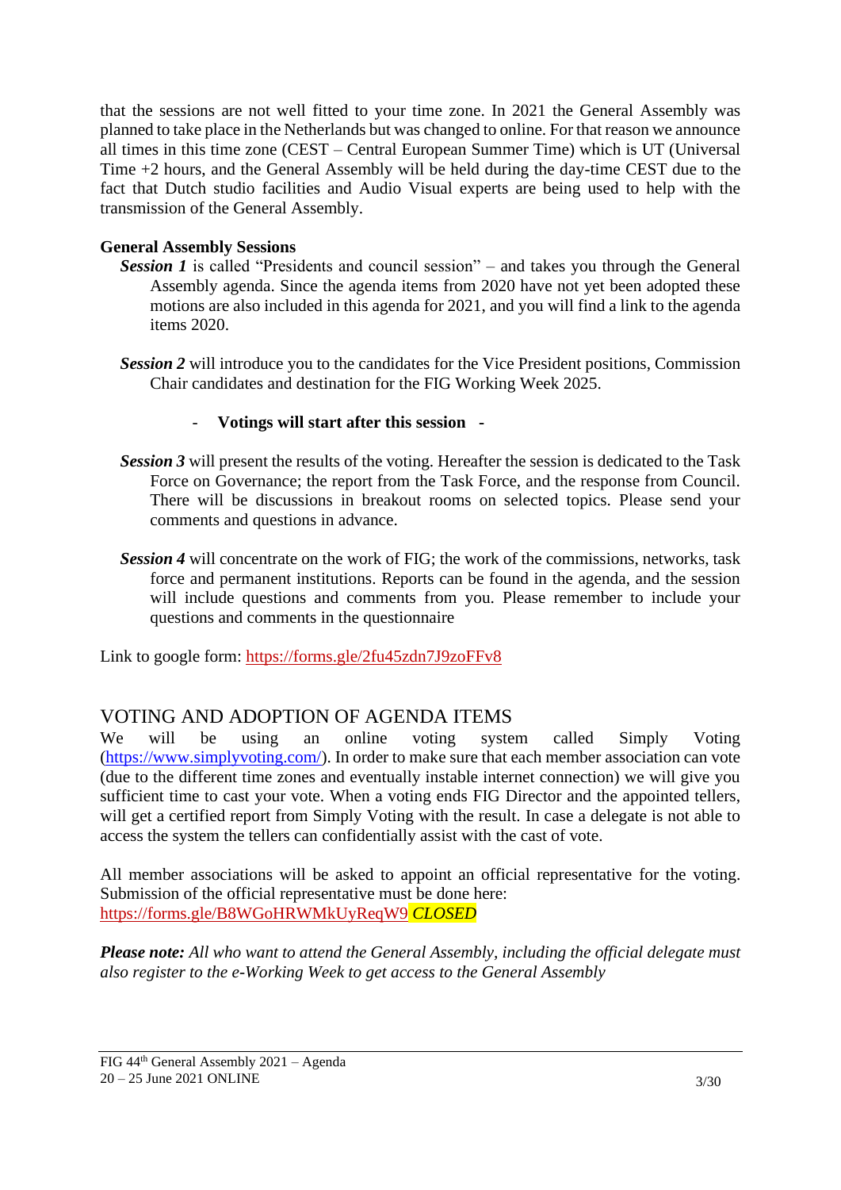that the sessions are not well fitted to your time zone. In 2021 the General Assembly was planned to take place in the Netherlands but was changed to online. For that reason we announce all times in this time zone (CEST – Central European Summer Time) which is UT (Universal Time +2 hours, and the General Assembly will be held during the day-time CEST due to the fact that Dutch studio facilities and Audio Visual experts are being used to help with the transmission of the General Assembly.

**General Assembly Sessions**

***Session 1*** is called "Presidents and council session" – and takes you through the General Assembly agenda. Since the agenda items from 2020 have not yet been adopted these motions are also included in this agenda for 2021, and you will find a link to the agenda items 2020.

***Session 2*** will introduce you to the candidates for the Vice President positions, Commission Chair candidates and destination for the FIG Working Week 2025.

- **Votings will start after this session** -

***Session 3*** will present the results of the voting. Hereafter the session is dedicated to the Task Force on Governance; the report from the Task Force, and the response from Council. There will be discussions in breakout rooms on selected topics. Please send your comments and questions in advance.

***Session 4*** will concentrate on the work of FIG; the work of the commissions, networks, task force and permanent institutions. Reports can be found in the agenda, and the session will include questions and comments from you. Please remember to include your questions and comments in the questionnaire

Link to google form: https://forms.gle/2fu45zdn7J9zoFFv8

## VOTING AND ADOPTION OF AGENDA ITEMS

We will be using an online voting system called Simply Voting (https://www.simplyvoting.com/). In order to make sure that each member association can vote (due to the different time zones and eventually instable internet connection) we will give you sufficient time to cast your vote. When a voting ends FIG Director and the appointed tellers, will get a certified report from Simply Voting with the result. In case a delegate is not able to access the system the tellers can confidentially assist with the cast of vote.

All member associations will be asked to appoint an official representative for the voting. Submission of the official representative must be done here: https://forms.gle/B8WGoHRWMkUyReqW9 *CLOSED*

***Please note:*** *All who want to attend the General Assembly, including the official delegate must also register to the e-Working Week to get access to the General Assembly*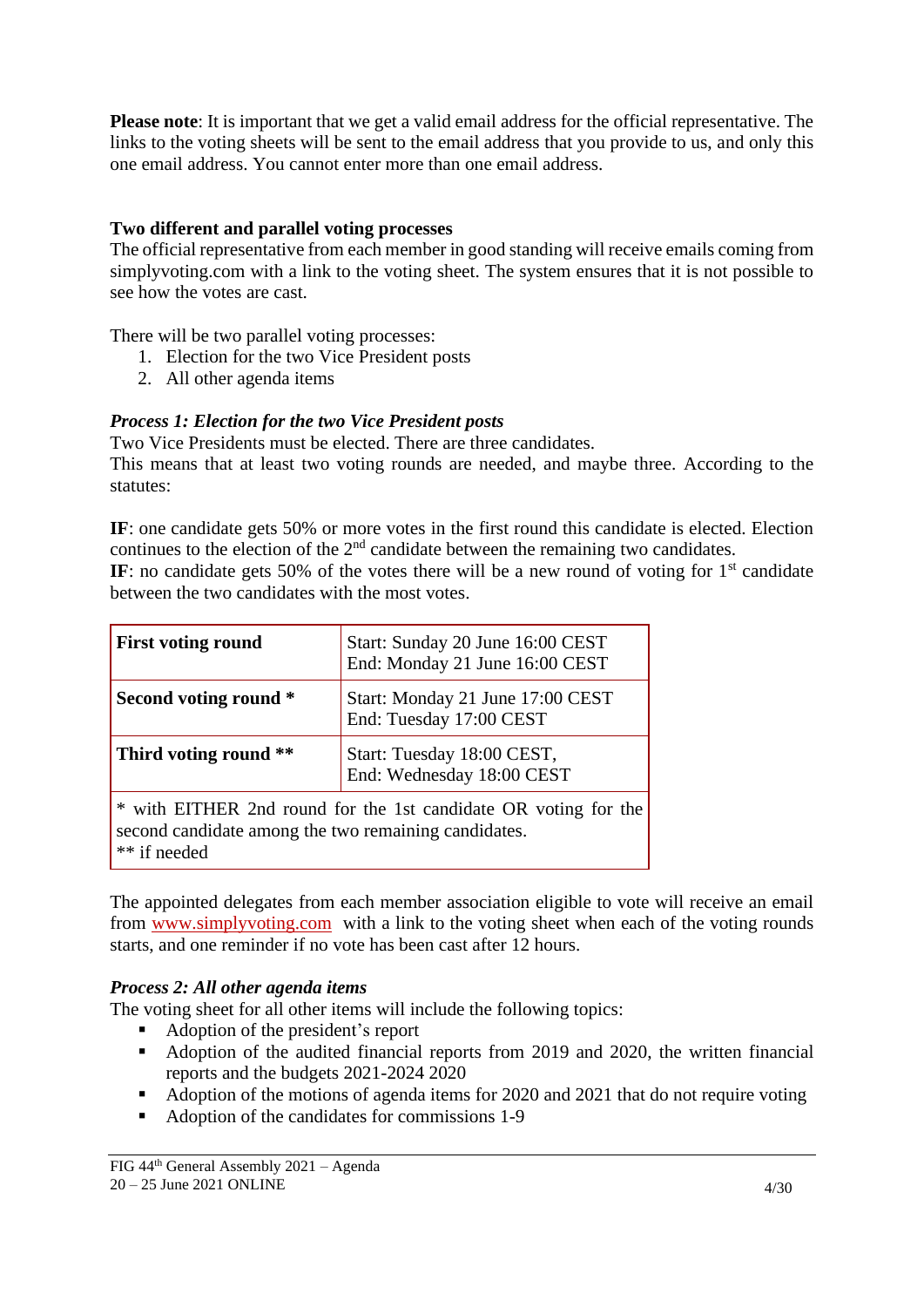**Please note**: It is important that we get a valid email address for the official representative. The links to the voting sheets will be sent to the email address that you provide to us, and only this one email address. You cannot enter more than one email address.

### Two different and parallel voting processes

The official representative from each member in good standing will receive emails coming from simplyvoting.com with a link to the voting sheet. The system ensures that it is not possible to see how the votes are cast.

There will be two parallel voting processes:

1. Election for the two Vice President posts
2. All other agenda items

#### *Process 1: Election for the two Vice President posts*

Two Vice Presidents must be elected. There are three candidates.
This means that at least two voting rounds are needed, and maybe three. According to the statutes:

**IF**: one candidate gets 50% or more votes in the first round this candidate is elected. Election continues to the election of the 2nd candidate between the remaining two candidates.
**IF**: no candidate gets 50% of the votes there will be a new round of voting for 1st candidate between the two candidates with the most votes.

| | |
|---|---|
| **First voting round** | Start: Sunday 20 June 16:00 CEST<br>End: Monday 21 June 16:00 CEST |
| **Second voting round *** | Start: Monday 21 June 17:00 CEST<br>End: Tuesday 17:00 CEST |
| **Third voting round **** | Start: Tuesday 18:00 CEST,<br>End: Wednesday 18:00 CEST |
| * with EITHER 2nd round for the 1st candidate OR voting for the second candidate among the two remaining candidates.<br>** if needed | |

The appointed delegates from each member association eligible to vote will receive an email from www.simplyvoting.com with a link to the voting sheet when each of the voting rounds starts, and one reminder if no vote has been cast after 12 hours.

#### *Process 2: All other agenda items*

The voting sheet for all other items will include the following topics:

- Adoption of the president's report
- Adoption of the audited financial reports from 2019 and 2020, the written financial reports and the budgets 2021-2024 2020
- Adoption of the motions of agenda items for 2020 and 2021 that do not require voting
- Adoption of the candidates for commissions 1-9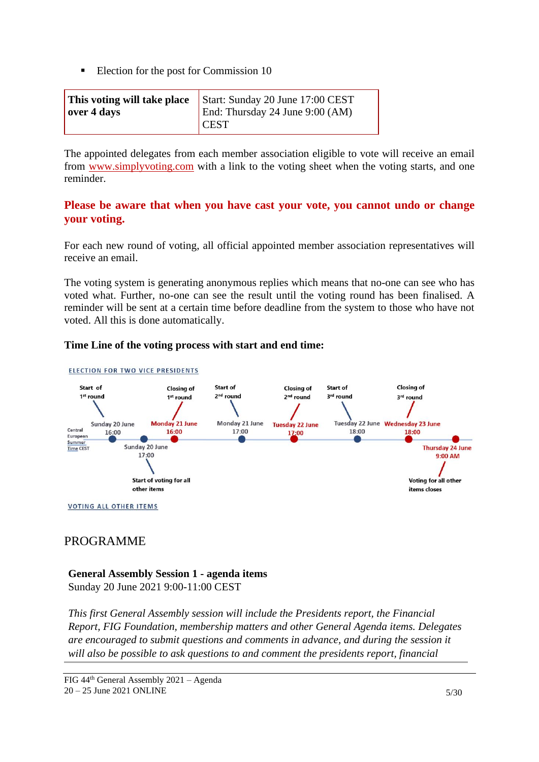- Election for the post for Commission 10

| | |
|---|---|
| **This voting will take place over 4 days** | Start: Sunday 20 June 17:00 CEST<br>End: Thursday 24 June 9:00 (AM) CEST |

The appointed delegates from each member association eligible to vote will receive an email from www.simplyvoting.com with a link to the voting sheet when the voting starts, and one reminder.

**Please be aware that when you have cast your vote, you cannot undo or change your voting.**

For each new round of voting, all official appointed member association representatives will receive an email.

The voting system is generating anonymous replies which means that no-one can see who has voted what. Further, no-one can see the result until the voting round has been finalised. A reminder will be sent at a certain time before deadline from the system to those who have not voted. All this is done automatically.

**Time Line of the voting process with start and end time:**

ELECTION FOR TWO VICE PRESIDENTS

Start of 1st round

Sunday 20 June 16:00

Closing of 1st round

Monday 21 June 16:00

Start of 2nd round

Monday 21 June 17:00

Closing of 2nd round

Tuesday 22 June 17:00

Start of 3rd round

Tuesday 22 June 18:00

Closing of 3rd round

Wednesday 23 June 18:00

Central European Summer Time CEST

Sunday 20 June 17:00

Start of voting for all other items

Thursday 24 June 9:00 AM

Voting for all other items closes

VOTING ALL OTHER ITEMS

# PROGRAMME

**General Assembly Session 1 - agenda items**
Sunday 20 June 2021 9:00-11:00 CEST

*This first General Assembly session will include the Presidents report, the Financial Report, FIG Foundation, membership matters and other General Agenda items. Delegates are encouraged to submit questions and comments in advance, and during the session it will also be possible to ask questions to and comment the presidents report, financial*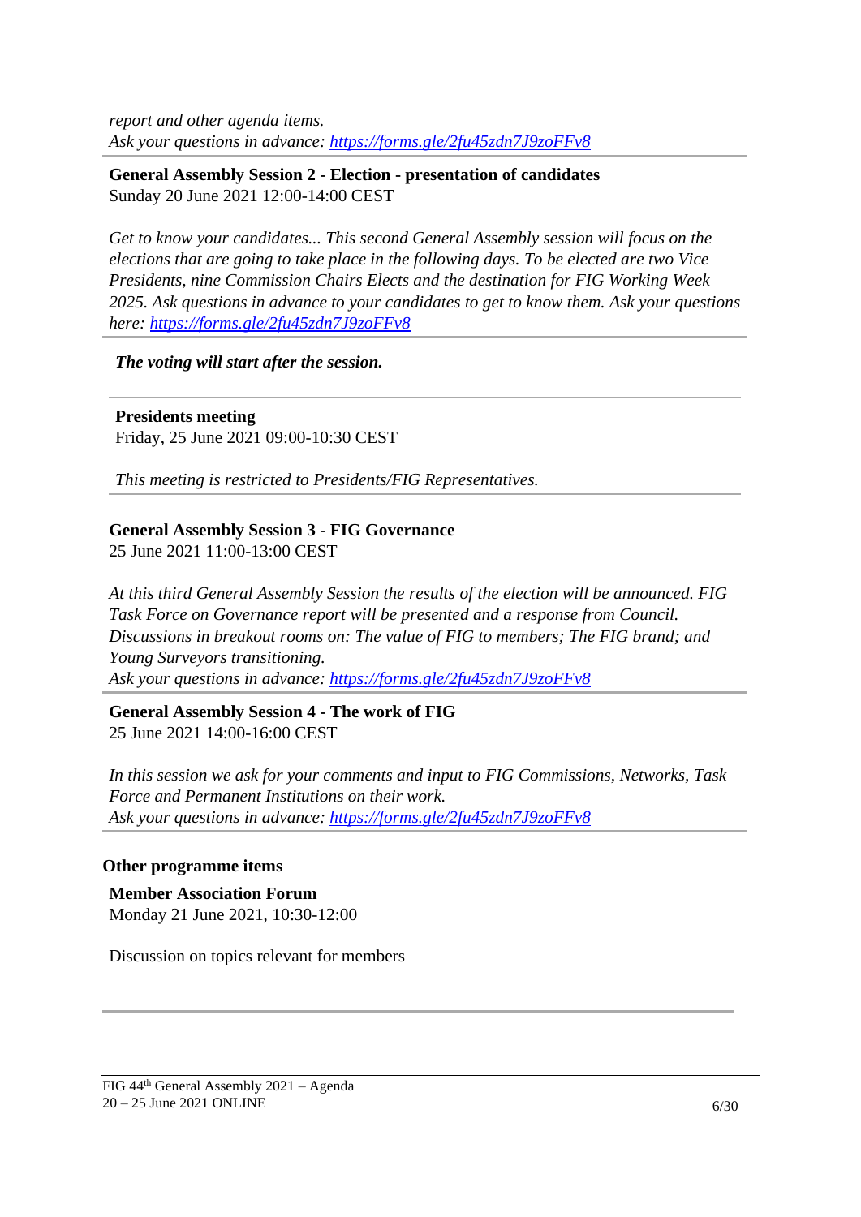*report and other agenda items.*
*Ask your questions in advance: [https://forms.gle/2fu45zdn7J9zoFFv8](https://forms.gle/2fu45zdn7J9zoFFv8)*

---

**General Assembly Session 2 - Election - presentation of candidates**
Sunday 20 June 2021 12:00-14:00 CEST

*Get to know your candidates... This second General Assembly session will focus on the elections that are going to take place in the following days. To be elected are two Vice Presidents, nine Commission Chairs Elects and the destination for FIG Working Week 2025. Ask questions in advance to your candidates to get to know them. Ask your questions here: [https://forms.gle/2fu45zdn7J9zoFFv8](https://forms.gle/2fu45zdn7J9zoFFv8)*

---

***The voting will start after the session.***

---

**Presidents meeting**
Friday, 25 June 2021 09:00-10:30 CEST

*This meeting is restricted to Presidents/FIG Representatives.*

---

**General Assembly Session 3 - FIG Governance**
25 June 2021 11:00-13:00 CEST

*At this third General Assembly Session the results of the election will be announced. FIG Task Force on Governance report will be presented and a response from Council. Discussions in breakout rooms on: The value of FIG to members; The FIG brand; and Young Surveyors transitioning.*
*Ask your questions in advance: [https://forms.gle/2fu45zdn7J9zoFFv8](https://forms.gle/2fu45zdn7J9zoFFv8)*

---

**General Assembly Session 4 - The work of FIG**
25 June 2021 14:00-16:00 CEST

*In this session we ask for your comments and input to FIG Commissions, Networks, Task Force and Permanent Institutions on their work.*
*Ask your questions in advance: [https://forms.gle/2fu45zdn7J9zoFFv8](https://forms.gle/2fu45zdn7J9zoFFv8)*

---

### Other programme items

**Member Association Forum**
Monday 21 June 2021, 10:30-12:00

Discussion on topics relevant for members

---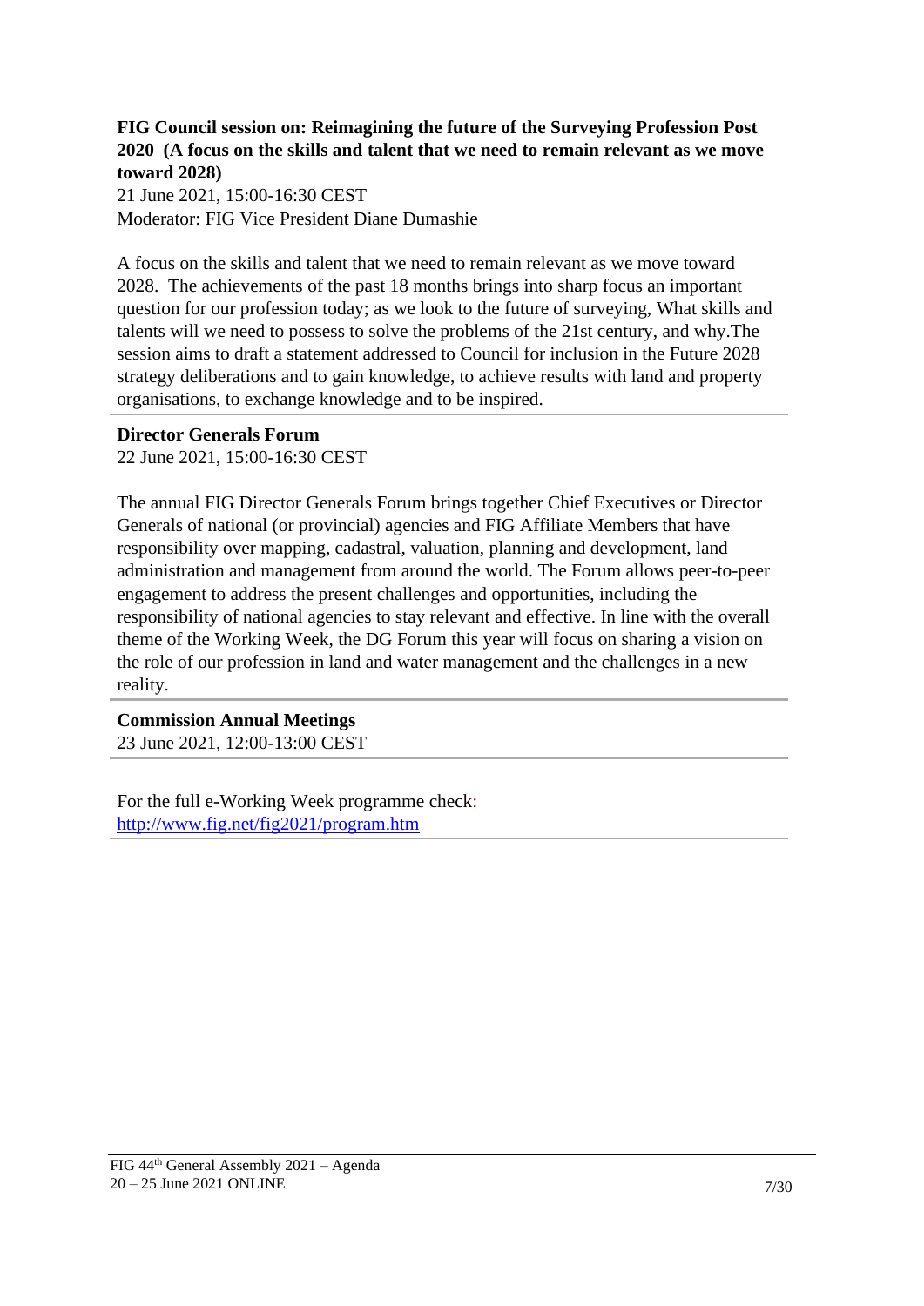**FIG Council session on: Reimagining the future of the Surveying Profession Post 2020 (A focus on the skills and talent that we need to remain relevant as we move toward 2028)**
21 June 2021, 15:00-16:30 CEST
Moderator: FIG Vice President Diane Dumashie

A focus on the skills and talent that we need to remain relevant as we move toward 2028. The achievements of the past 18 months brings into sharp focus an important question for our profession today; as we look to the future of surveying, What skills and talents will we need to possess to solve the problems of the 21st century, and why.The session aims to draft a statement addressed to Council for inclusion in the Future 2028 strategy deliberations and to gain knowledge, to achieve results with land and property organisations, to exchange knowledge and to be inspired.

---

**Director Generals Forum**
22 June 2021, 15:00-16:30 CEST

The annual FIG Director Generals Forum brings together Chief Executives or Director Generals of national (or provincial) agencies and FIG Affiliate Members that have responsibility over mapping, cadastral, valuation, planning and development, land administration and management from around the world. The Forum allows peer-to-peer engagement to address the present challenges and opportunities, including the responsibility of national agencies to stay relevant and effective. In line with the overall theme of the Working Week, the DG Forum this year will focus on sharing a vision on the role of our profession in land and water management and the challenges in a new reality.

---

**Commission Annual Meetings**
23 June 2021, 12:00-13:00 CEST

---

For the full e-Working Week programme check:
http://www.fig.net/fig2021/program.htm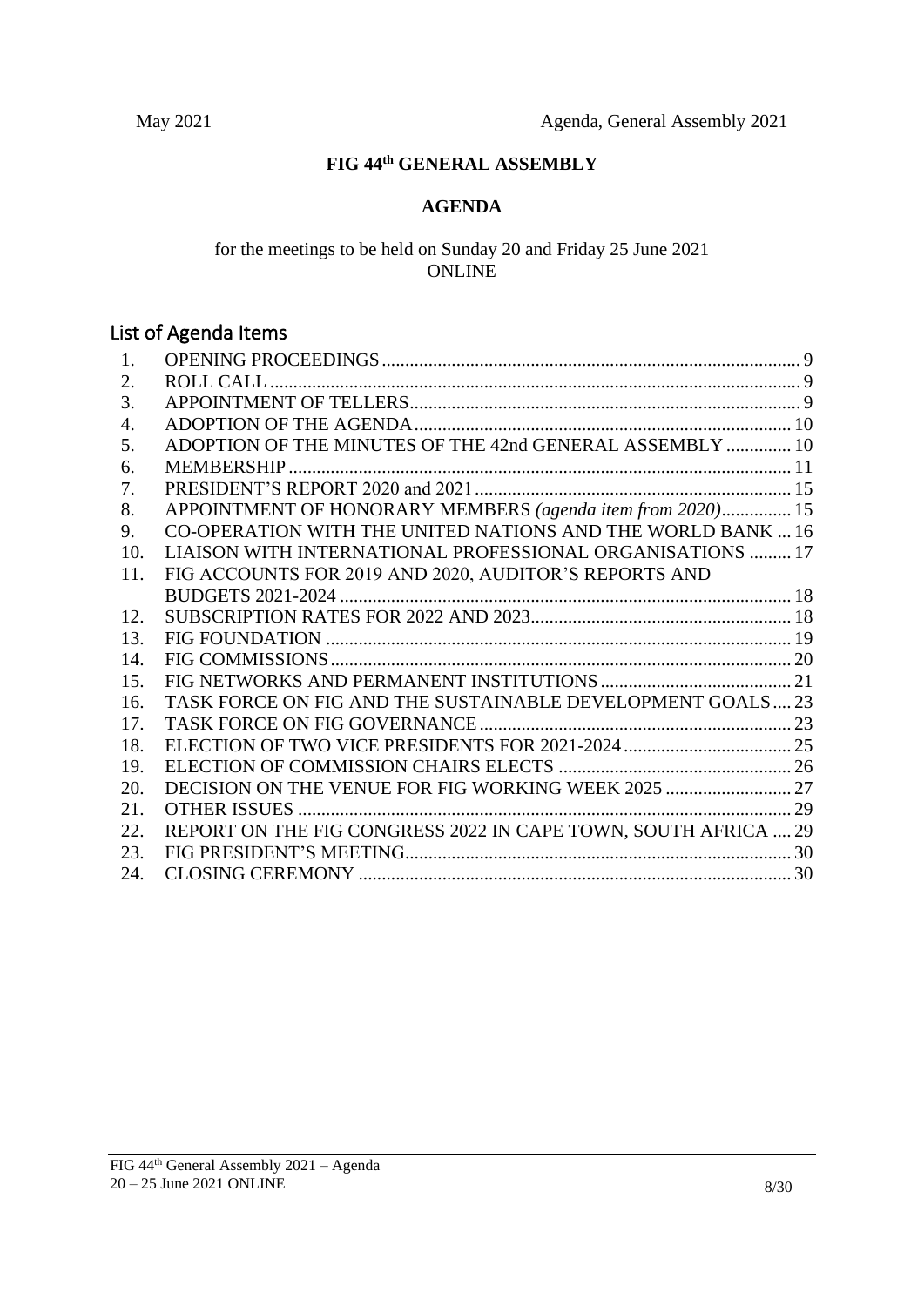# FIG 44th GENERAL ASSEMBLY

## AGENDA

for the meetings to be held on Sunday 20 and Friday 25 June 2021
ONLINE

## List of Agenda Items

1. OPENING PROCEEDINGS ... 9
2. ROLL CALL ... 9
3. APPOINTMENT OF TELLERS ... 9
4. ADOPTION OF THE AGENDA ... 10
5. ADOPTION OF THE MINUTES OF THE 42nd GENERAL ASSEMBLY ... 10
6. MEMBERSHIP ... 11
7. PRESIDENT'S REPORT 2020 and 2021 ... 15
8. APPOINTMENT OF HONORARY MEMBERS *(agenda item from 2020)* ... 15
9. CO-OPERATION WITH THE UNITED NATIONS AND THE WORLD BANK ... 16
10. LIAISON WITH INTERNATIONAL PROFESSIONAL ORGANISATIONS ... 17
11. FIG ACCOUNTS FOR 2019 AND 2020, AUDITOR'S REPORTS AND BUDGETS 2021-2024 ... 18
12. SUBSCRIPTION RATES FOR 2022 AND 2023 ... 18
13. FIG FOUNDATION ... 19
14. FIG COMMISSIONS ... 20
15. FIG NETWORKS AND PERMANENT INSTITUTIONS ... 21
16. TASK FORCE ON FIG AND THE SUSTAINABLE DEVELOPMENT GOALS ... 23
17. TASK FORCE ON FIG GOVERNANCE ... 23
18. ELECTION OF TWO VICE PRESIDENTS FOR 2021-2024 ... 25
19. ELECTION OF COMMISSION CHAIRS ELECTS ... 26
20. DECISION ON THE VENUE FOR FIG WORKING WEEK 2025 ... 27
21. OTHER ISSUES ... 29
22. REPORT ON THE FIG CONGRESS 2022 IN CAPE TOWN, SOUTH AFRICA ... 29
23. FIG PRESIDENT'S MEETING ... 30
24. CLOSING CEREMONY ... 30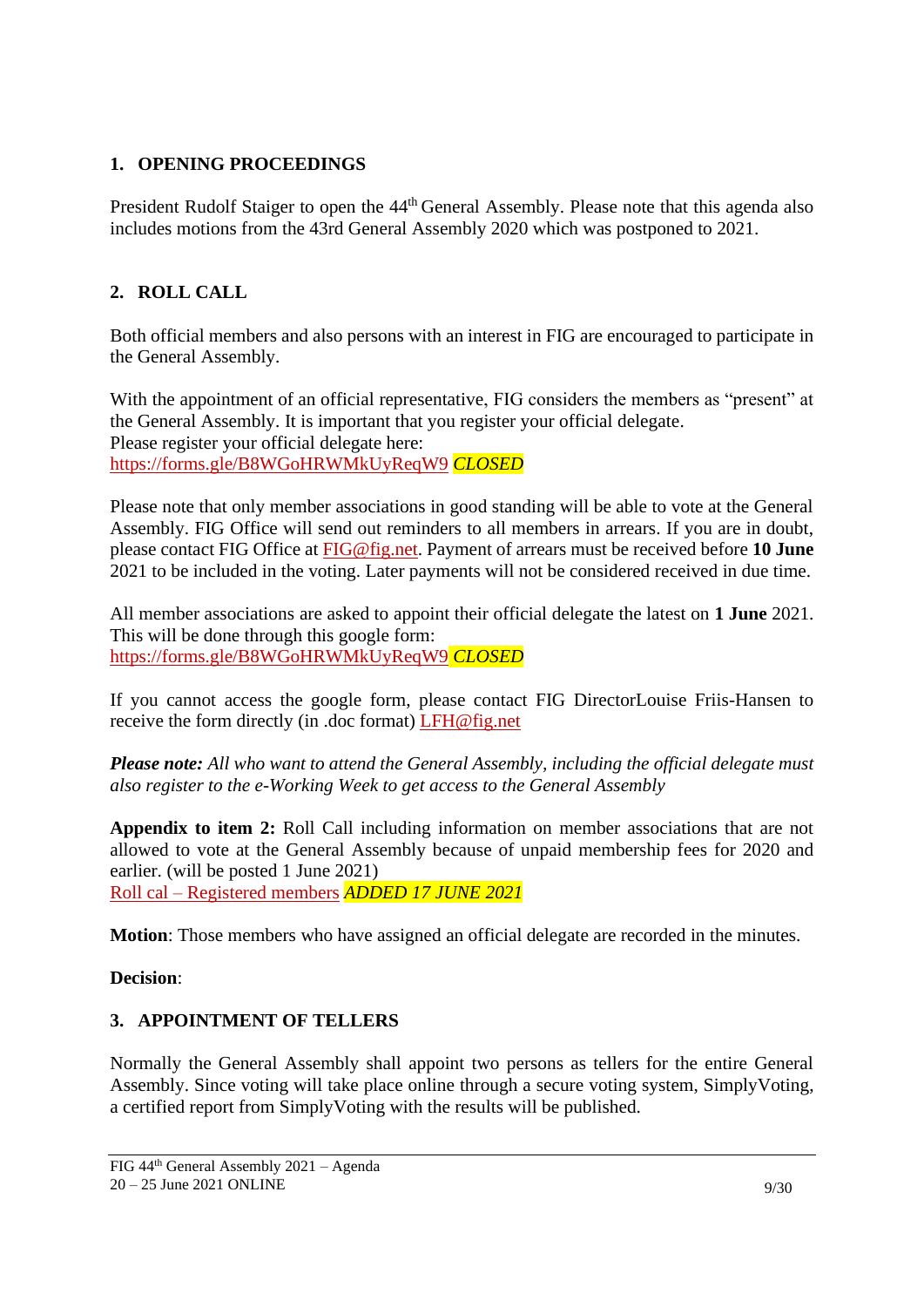## 1. OPENING PROCEEDINGS

President Rudolf Staiger to open the 44th General Assembly. Please note that this agenda also includes motions from the 43rd General Assembly 2020 which was postponed to 2021.

## 2. ROLL CALL

Both official members and also persons with an interest in FIG are encouraged to participate in the General Assembly.

With the appointment of an official representative, FIG considers the members as "present" at the General Assembly. It is important that you register your official delegate.
Please register your official delegate here:
https://forms.gle/B8WGoHRWMkUyReqW9 *CLOSED*

Please note that only member associations in good standing will be able to vote at the General Assembly. FIG Office will send out reminders to all members in arrears. If you are in doubt, please contact FIG Office at FIG@fig.net. Payment of arrears must be received before **10 June** 2021 to be included in the voting. Later payments will not be considered received in due time.

All member associations are asked to appoint their official delegate the latest on **1 June** 2021. This will be done through this google form:
https://forms.gle/B8WGoHRWMkUyReqW9 *CLOSED*

If you cannot access the google form, please contact FIG DirectorLouise Friis-Hansen to receive the form directly (in .doc format) LFH@fig.net

***Please note:*** *All who want to attend the General Assembly, including the official delegate must also register to the e-Working Week to get access to the General Assembly*

**Appendix to item 2:** Roll Call including information on member associations that are not allowed to vote at the General Assembly because of unpaid membership fees for 2020 and earlier. (will be posted 1 June 2021)
Roll cal – Registered members *ADDED 17 JUNE 2021*

**Motion**: Those members who have assigned an official delegate are recorded in the minutes.

**Decision**:

## 3. APPOINTMENT OF TELLERS

Normally the General Assembly shall appoint two persons as tellers for the entire General Assembly. Since voting will take place online through a secure voting system, SimplyVoting, a certified report from SimplyVoting with the results will be published.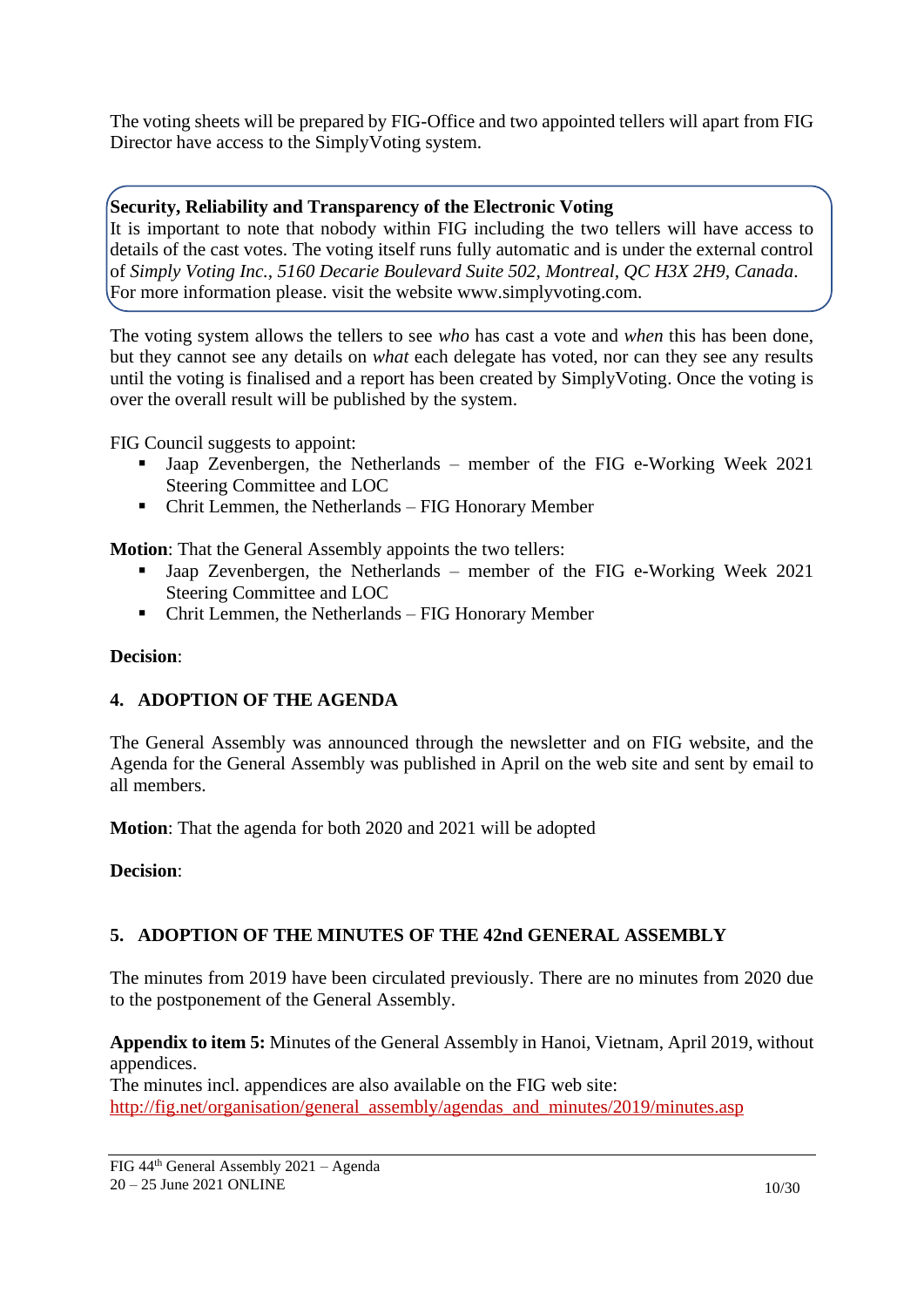The voting sheets will be prepared by FIG-Office and two appointed tellers will apart from FIG Director have access to the SimplyVoting system.

**Security, Reliability and Transparency of the Electronic Voting**
It is important to note that nobody within FIG including the two tellers will have access to details of the cast votes. The voting itself runs fully automatic and is under the external control of *Simply Voting Inc., 5160 Decarie Boulevard Suite 502, Montreal, QC H3X 2H9, Canada*. For more information please. visit the website www.simplyvoting.com.

The voting system allows the tellers to see *who* has cast a vote and *when* this has been done, but they cannot see any details on *what* each delegate has voted, nor can they see any results until the voting is finalised and a report has been created by SimplyVoting. Once the voting is over the overall result will be published by the system.

FIG Council suggests to appoint:

- Jaap Zevenbergen, the Netherlands – member of the FIG e-Working Week 2021 Steering Committee and LOC
- Chrit Lemmen, the Netherlands – FIG Honorary Member

**Motion**: That the General Assembly appoints the two tellers:

- Jaap Zevenbergen, the Netherlands – member of the FIG e-Working Week 2021 Steering Committee and LOC
- Chrit Lemmen, the Netherlands – FIG Honorary Member

**Decision**:

## 4. ADOPTION OF THE AGENDA

The General Assembly was announced through the newsletter and on FIG website, and the Agenda for the General Assembly was published in April on the web site and sent by email to all members.

**Motion**: That the agenda for both 2020 and 2021 will be adopted

**Decision**:

## 5. ADOPTION OF THE MINUTES OF THE 42nd GENERAL ASSEMBLY

The minutes from 2019 have been circulated previously. There are no minutes from 2020 due to the postponement of the General Assembly.

**Appendix to item 5:** Minutes of the General Assembly in Hanoi, Vietnam, April 2019, without appendices.
The minutes incl. appendices are also available on the FIG web site:
http://fig.net/organisation/general_assembly/agendas_and_minutes/2019/minutes.asp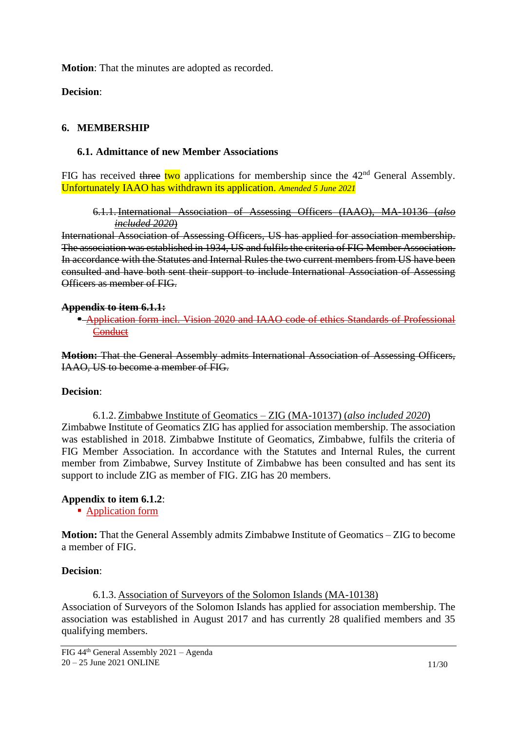**Motion**: That the minutes are adopted as recorded.

**Decision**:

## 6. MEMBERSHIP

### 6.1. Admittance of new Member Associations

FIG has received ~~three~~ two applications for membership since the 42nd General Assembly. Unfortunately IAAO has withdrawn its application. *Amended 5 June 2021*

~~6.1.1. International Association of Assessing Officers (IAAO), MA-10136 (*also included 2020*)~~

~~International Association of Assessing Officers, US has applied for association membership. The association was established in 1934, US and fulfils the criteria of FIG Member Association. In accordance with the Statutes and Internal Rules the two current members from US have been consulted and have both sent their support to include International Association of Assessing Officers as member of FIG.~~

~~**Appendix to item 6.1.1:**~~

- ~~Application form incl. Vision 2020 and IAAO code of ethics Standards of Professional Conduct~~

~~**Motion:** That the General Assembly admits International Association of Assessing Officers, IAAO, US to become a member of FIG.~~

**Decision**:

6.1.2. Zimbabwe Institute of Geomatics – ZIG (MA-10137) (*also included 2020*)

Zimbabwe Institute of Geomatics ZIG has applied for association membership. The association was established in 2018. Zimbabwe Institute of Geomatics, Zimbabwe, fulfils the criteria of FIG Member Association. In accordance with the Statutes and Internal Rules, the current member from Zimbabwe, Survey Institute of Zimbabwe has been consulted and has sent its support to include ZIG as member of FIG. ZIG has 20 members.

**Appendix to item 6.1.2**:

- Application form

**Motion:** That the General Assembly admits Zimbabwe Institute of Geomatics – ZIG to become a member of FIG.

**Decision**:

6.1.3. Association of Surveyors of the Solomon Islands (MA-10138)

Association of Surveyors of the Solomon Islands has applied for association membership. The association was established in August 2017 and has currently 28 qualified members and 35 qualifying members.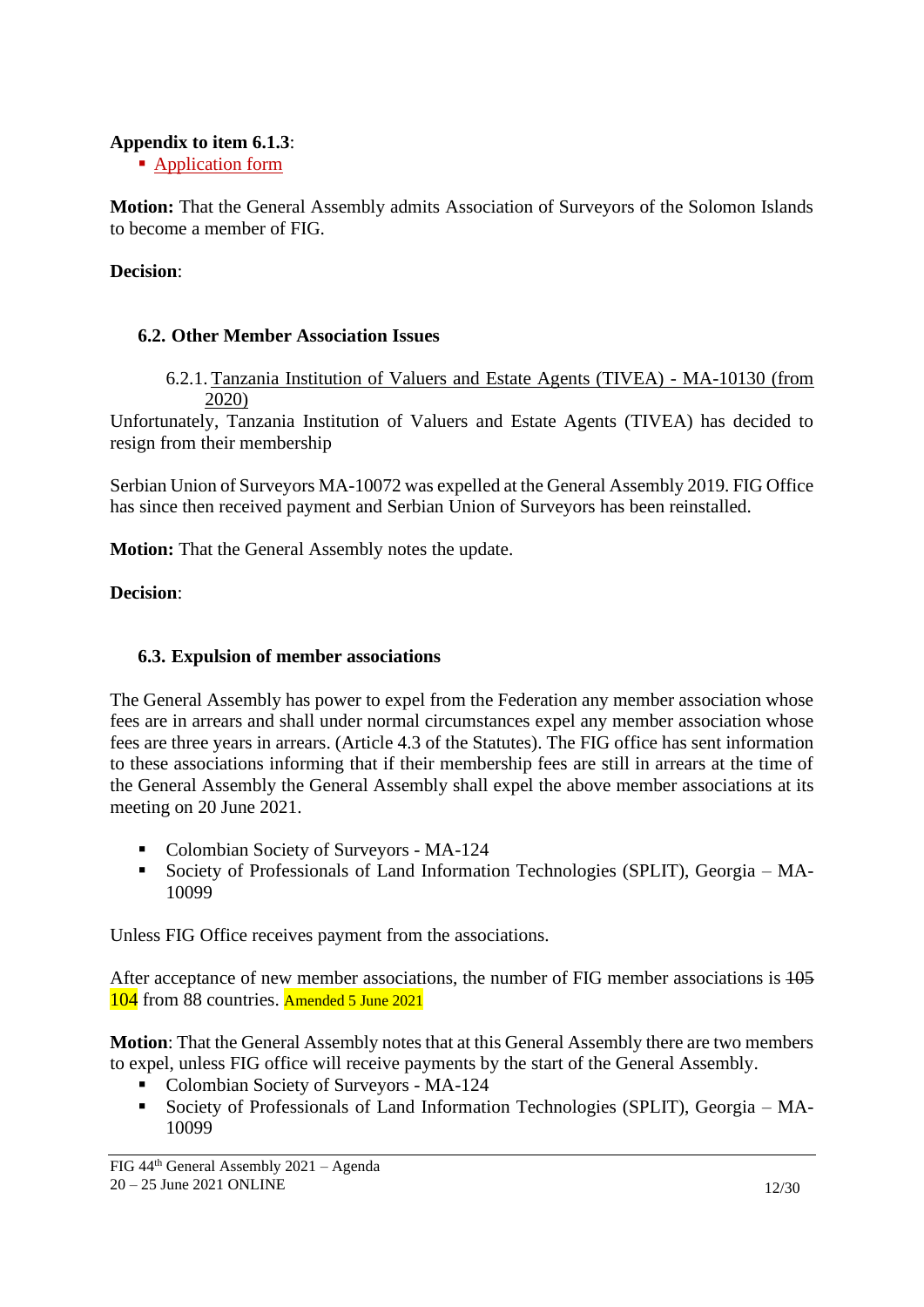**Appendix to item 6.1.3**:

- Application form

**Motion:** That the General Assembly admits Association of Surveyors of the Solomon Islands to become a member of FIG.

**Decision**:

### 6.2. Other Member Association Issues

6.2.1. Tanzania Institution of Valuers and Estate Agents (TIVEA) - MA-10130 (from 2020)

Unfortunately, Tanzania Institution of Valuers and Estate Agents (TIVEA) has decided to resign from their membership

Serbian Union of Surveyors MA-10072 was expelled at the General Assembly 2019. FIG Office has since then received payment and Serbian Union of Surveyors has been reinstalled.

**Motion:** That the General Assembly notes the update.

**Decision**:

### 6.3. Expulsion of member associations

The General Assembly has power to expel from the Federation any member association whose fees are in arrears and shall under normal circumstances expel any member association whose fees are three years in arrears. (Article 4.3 of the Statutes). The FIG office has sent information to these associations informing that if their membership fees are still in arrears at the time of the General Assembly the General Assembly shall expel the above member associations at its meeting on 20 June 2021.

- Colombian Society of Surveyors - MA-124
- Society of Professionals of Land Information Technologies (SPLIT), Georgia – MA-10099

Unless FIG Office receives payment from the associations.

After acceptance of new member associations, the number of FIG member associations is ~~105~~ 104 from 88 countries. Amended 5 June 2021

**Motion**: That the General Assembly notes that at this General Assembly there are two members to expel, unless FIG office will receive payments by the start of the General Assembly.

- Colombian Society of Surveyors - MA-124
- Society of Professionals of Land Information Technologies (SPLIT), Georgia – MA-10099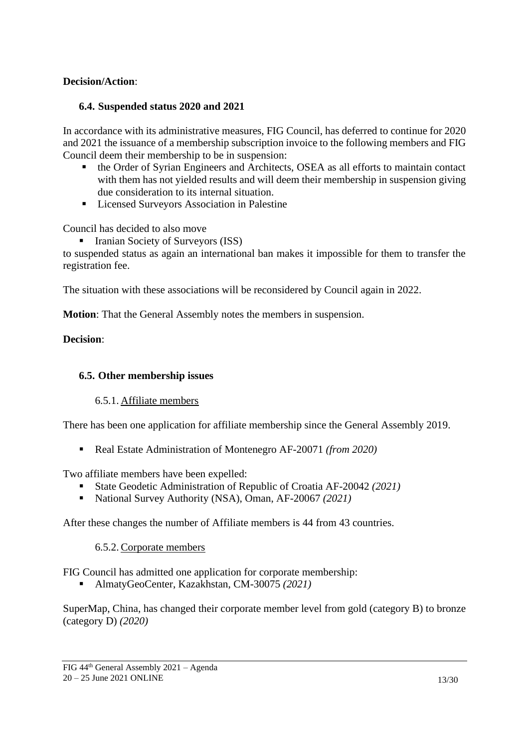**Decision/Action**:

### 6.4. Suspended status 2020 and 2021

In accordance with its administrative measures, FIG Council, has deferred to continue for 2020 and 2021 the issuance of a membership subscription invoice to the following members and FIG Council deem their membership to be in suspension:

- the Order of Syrian Engineers and Architects, OSEA as all efforts to maintain contact with them has not yielded results and will deem their membership in suspension giving due consideration to its internal situation.
- Licensed Surveyors Association in Palestine

Council has decided to also move

- Iranian Society of Surveyors (ISS)

to suspended status as again an international ban makes it impossible for them to transfer the registration fee.

The situation with these associations will be reconsidered by Council again in 2022.

**Motion**: That the General Assembly notes the members in suspension.

**Decision**:

### 6.5. Other membership issues

#### 6.5.1. Affiliate members

There has been one application for affiliate membership since the General Assembly 2019.

- Real Estate Administration of Montenegro AF-20071 *(from 2020)*

Two affiliate members have been expelled:

- State Geodetic Administration of Republic of Croatia AF-20042 *(2021)*
- National Survey Authority (NSA), Oman, AF-20067 *(2021)*

After these changes the number of Affiliate members is 44 from 43 countries.

#### 6.5.2. Corporate members

FIG Council has admitted one application for corporate membership:

- AlmatyGeoCenter, Kazakhstan, CM-30075 *(2021)*

SuperMap, China, has changed their corporate member level from gold (category B) to bronze (category D) *(2020)*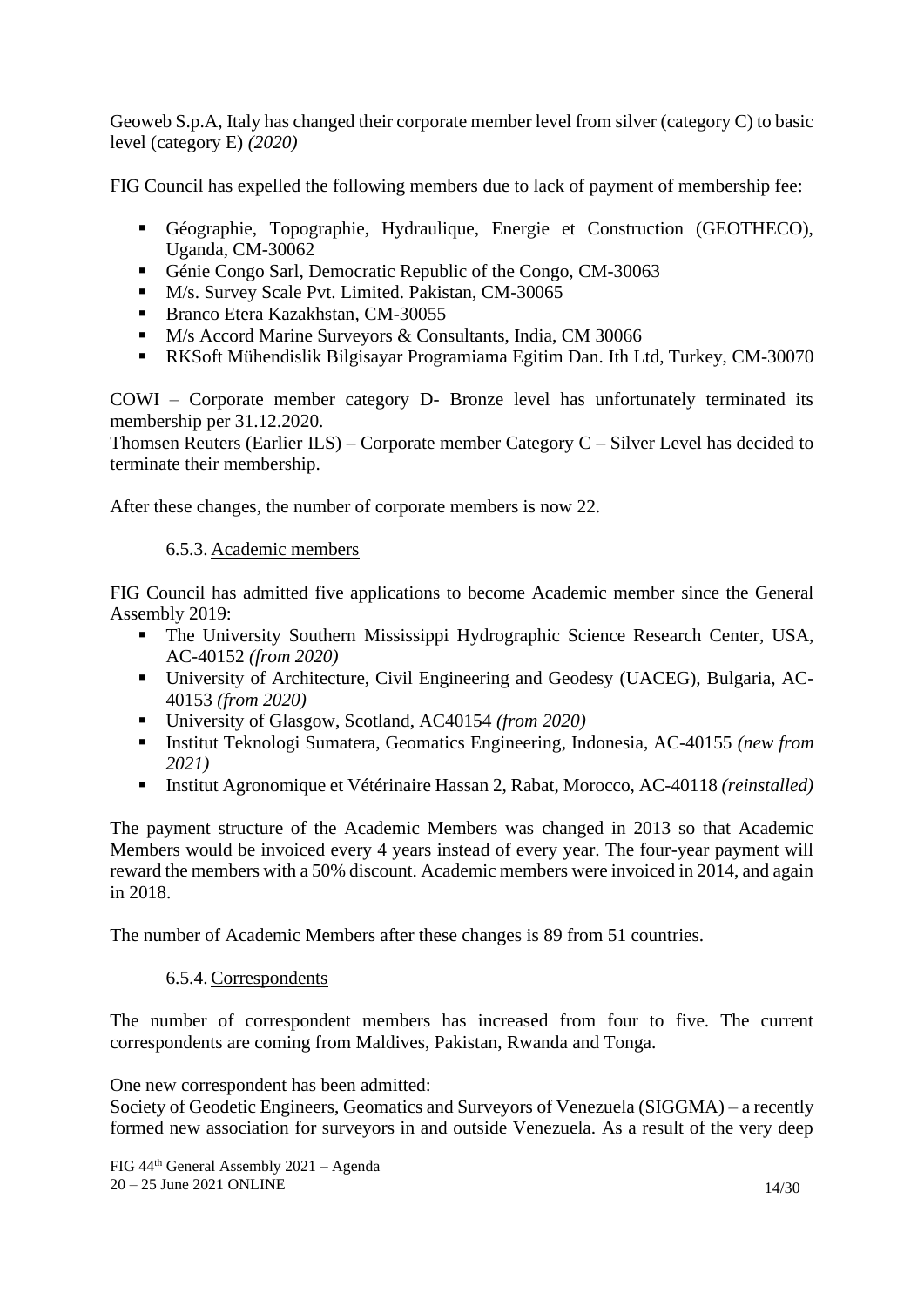Geoweb S.p.A, Italy has changed their corporate member level from silver (category C) to basic level (category E) *(2020)*

FIG Council has expelled the following members due to lack of payment of membership fee:

- Géographie, Topographie, Hydraulique, Energie et Construction (GEOTHECO), Uganda, CM-30062
- Génie Congo Sarl, Democratic Republic of the Congo, CM-30063
- M/s. Survey Scale Pvt. Limited. Pakistan, CM-30065
- Branco Etera Kazakhstan, CM-30055
- M/s Accord Marine Surveyors & Consultants, India, CM 30066
- RKSoft Mühendislik Bilgisayar Programiama Egitim Dan. Ith Ltd, Turkey, CM-30070

COWI – Corporate member category D- Bronze level has unfortunately terminated its membership per 31.12.2020.
Thomsen Reuters (Earlier ILS) – Corporate member Category C – Silver Level has decided to terminate their membership.

After these changes, the number of corporate members is now 22.

#### 6.5.3. Academic members

FIG Council has admitted five applications to become Academic member since the General Assembly 2019:

- The University Southern Mississippi Hydrographic Science Research Center, USA, AC-40152 *(from 2020)*
- University of Architecture, Civil Engineering and Geodesy (UACEG), Bulgaria, AC-40153 *(from 2020)*
- University of Glasgow, Scotland, AC40154 *(from 2020)*
- Institut Teknologi Sumatera, Geomatics Engineering, Indonesia, AC-40155 *(new from 2021)*
- Institut Agronomique et Vétérinaire Hassan 2, Rabat, Morocco, AC-40118 *(reinstalled)*

The payment structure of the Academic Members was changed in 2013 so that Academic Members would be invoiced every 4 years instead of every year. The four-year payment will reward the members with a 50% discount. Academic members were invoiced in 2014, and again in 2018.

The number of Academic Members after these changes is 89 from 51 countries.

#### 6.5.4. Correspondents

The number of correspondent members has increased from four to five. The current correspondents are coming from Maldives, Pakistan, Rwanda and Tonga.

One new correspondent has been admitted:
Society of Geodetic Engineers, Geomatics and Surveyors of Venezuela (SIGGMA) – a recently formed new association for surveyors in and outside Venezuela. As a result of the very deep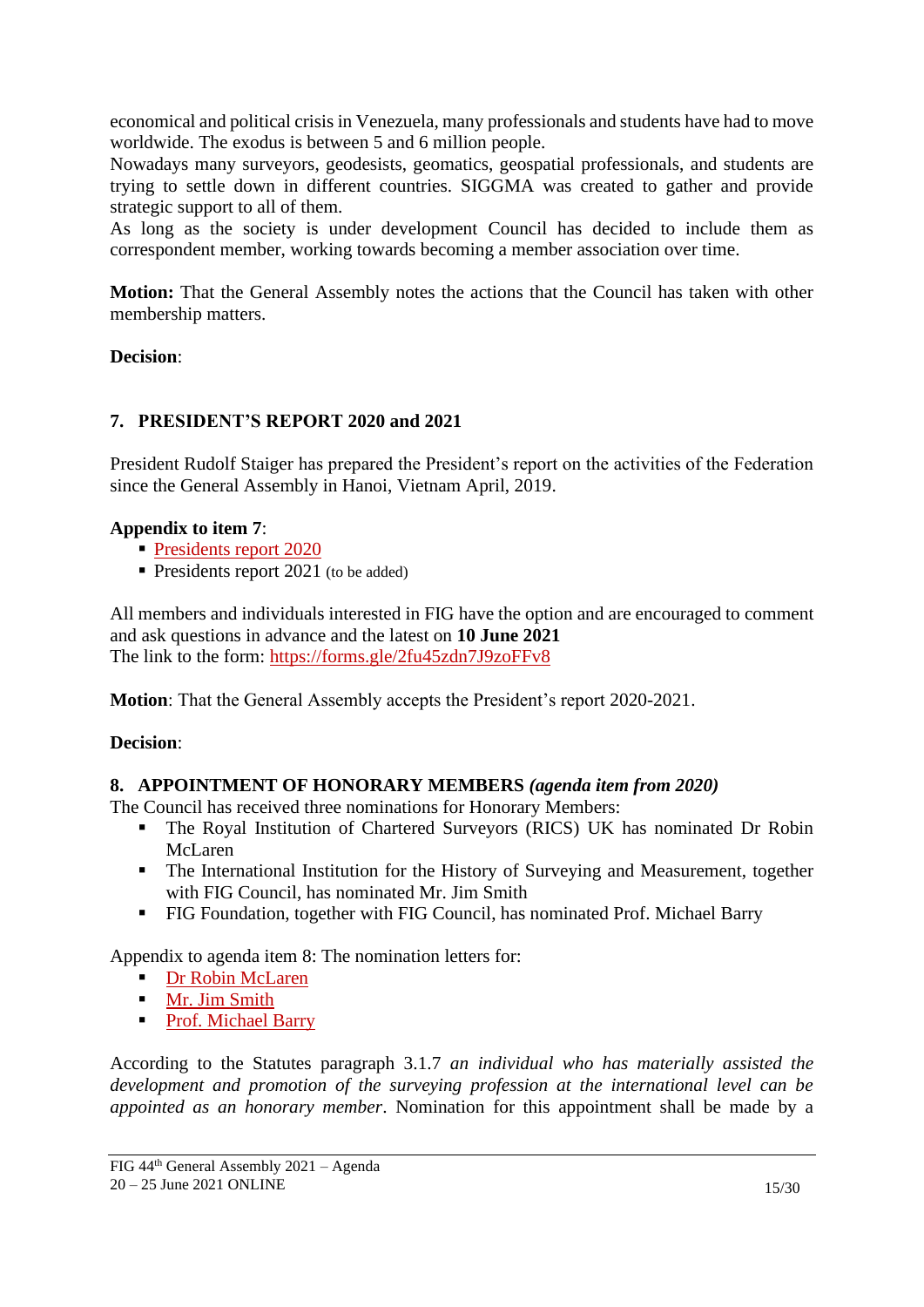economical and political crisis in Venezuela, many professionals and students have had to move worldwide. The exodus is between 5 and 6 million people.
Nowadays many surveyors, geodesists, geomatics, geospatial professionals, and students are trying to settle down in different countries. SIGGMA was created to gather and provide strategic support to all of them.
As long as the society is under development Council has decided to include them as correspondent member, working towards becoming a member association over time.

**Motion:** That the General Assembly notes the actions that the Council has taken with other membership matters.

**Decision**:

## 7. PRESIDENT'S REPORT 2020 and 2021

President Rudolf Staiger has prepared the President's report on the activities of the Federation since the General Assembly in Hanoi, Vietnam April, 2019.

**Appendix to item 7**:

- Presidents report 2020
- Presidents report 2021 (to be added)

All members and individuals interested in FIG have the option and are encouraged to comment and ask questions in advance and the latest on **10 June 2021**
The link to the form: https://forms.gle/2fu45zdn7J9zoFFv8

**Motion**: That the General Assembly accepts the President's report 2020-2021.

**Decision**:

## 8. APPOINTMENT OF HONORARY MEMBERS *(agenda item from 2020)*

The Council has received three nominations for Honorary Members:

- The Royal Institution of Chartered Surveyors (RICS) UK has nominated Dr Robin McLaren
- The International Institution for the History of Surveying and Measurement, together with FIG Council, has nominated Mr. Jim Smith
- FIG Foundation, together with FIG Council, has nominated Prof. Michael Barry

Appendix to agenda item 8: The nomination letters for:

- Dr Robin McLaren
- Mr. Jim Smith
- Prof. Michael Barry

According to the Statutes paragraph 3.1.7 *an individual who has materially assisted the development and promotion of the surveying profession at the international level can be appointed as an honorary member*. Nomination for this appointment shall be made by a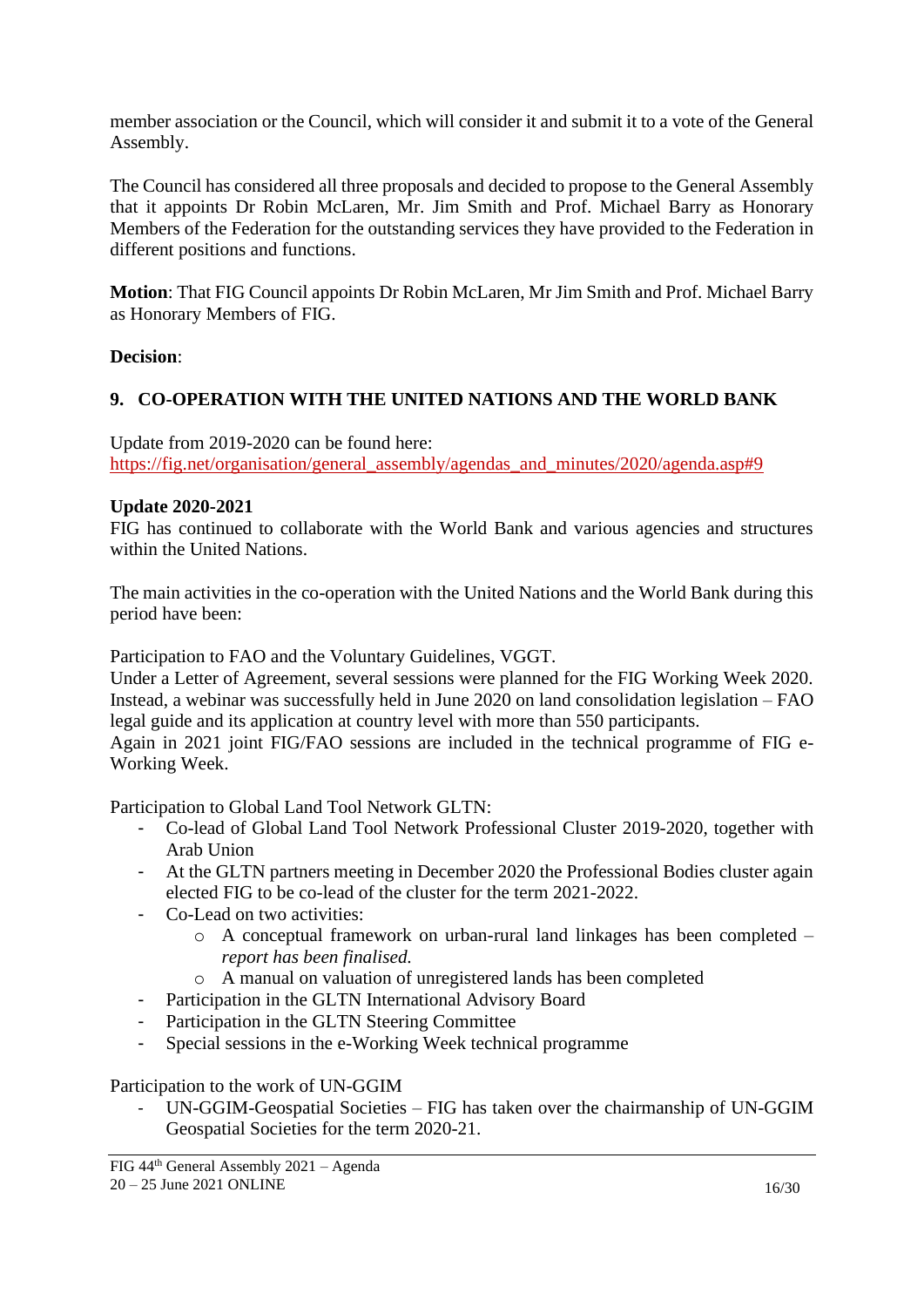member association or the Council, which will consider it and submit it to a vote of the General Assembly.

The Council has considered all three proposals and decided to propose to the General Assembly that it appoints Dr Robin McLaren, Mr. Jim Smith and Prof. Michael Barry as Honorary Members of the Federation for the outstanding services they have provided to the Federation in different positions and functions.

**Motion**: That FIG Council appoints Dr Robin McLaren, Mr Jim Smith and Prof. Michael Barry as Honorary Members of FIG.

**Decision**:

## 9. CO-OPERATION WITH THE UNITED NATIONS AND THE WORLD BANK

Update from 2019-2020 can be found here:
https://fig.net/organisation/general_assembly/agendas_and_minutes/2020/agenda.asp#9

**Update 2020-2021**

FIG has continued to collaborate with the World Bank and various agencies and structures within the United Nations.

The main activities in the co-operation with the United Nations and the World Bank during this period have been:

Participation to FAO and the Voluntary Guidelines, VGGT.
Under a Letter of Agreement, several sessions were planned for the FIG Working Week 2020. Instead, a webinar was successfully held in June 2020 on land consolidation legislation – FAO legal guide and its application at country level with more than 550 participants.
Again in 2021 joint FIG/FAO sessions are included in the technical programme of FIG e-Working Week.

Participation to Global Land Tool Network GLTN:

- Co-lead of Global Land Tool Network Professional Cluster 2019-2020, together with Arab Union
- At the GLTN partners meeting in December 2020 the Professional Bodies cluster again elected FIG to be co-lead of the cluster for the term 2021-2022.
- Co-Lead on two activities:
  - A conceptual framework on urban-rural land linkages has been completed – *report has been finalised.*
  - A manual on valuation of unregistered lands has been completed
- Participation in the GLTN International Advisory Board
- Participation in the GLTN Steering Committee
- Special sessions in the e-Working Week technical programme

Participation to the work of UN-GGIM

- UN-GGIM-Geospatial Societies – FIG has taken over the chairmanship of UN-GGIM Geospatial Societies for the term 2020-21.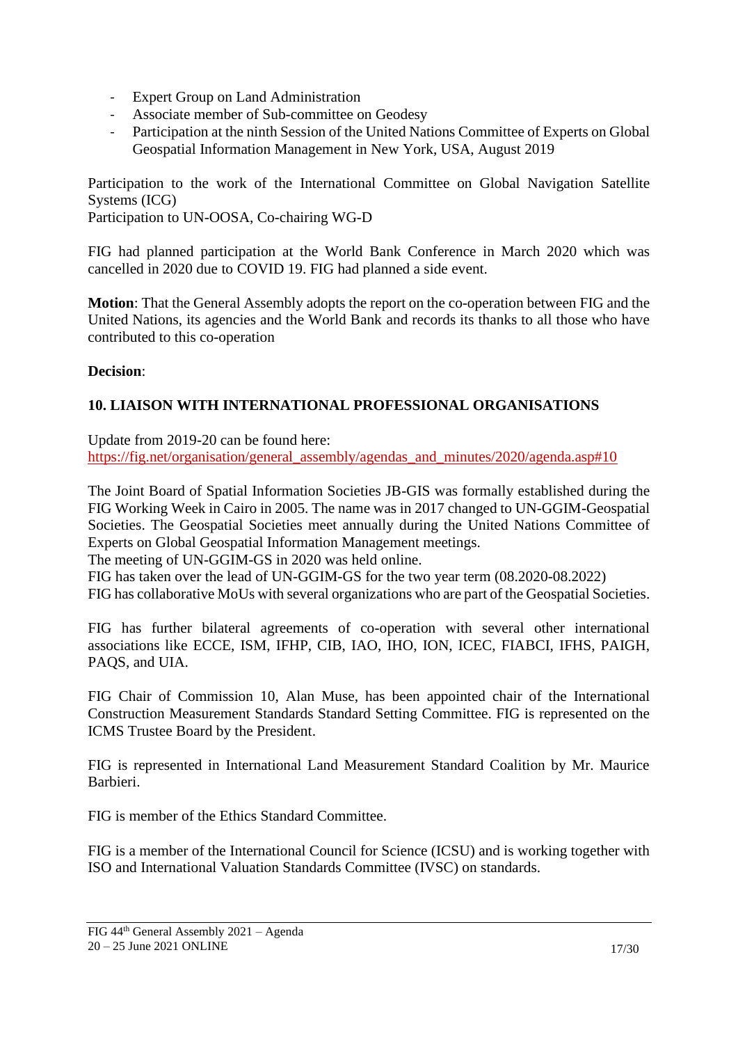- Expert Group on Land Administration
- Associate member of Sub-committee on Geodesy
- Participation at the ninth Session of the United Nations Committee of Experts on Global Geospatial Information Management in New York, USA, August 2019

Participation to the work of the International Committee on Global Navigation Satellite Systems (ICG)
Participation to UN-OOSA, Co-chairing WG-D

FIG had planned participation at the World Bank Conference in March 2020 which was cancelled in 2020 due to COVID 19. FIG had planned a side event.

**Motion**: That the General Assembly adopts the report on the co-operation between FIG and the United Nations, its agencies and the World Bank and records its thanks to all those who have contributed to this co-operation

**Decision**:

## 10. LIAISON WITH INTERNATIONAL PROFESSIONAL ORGANISATIONS

Update from 2019-20 can be found here:
https://fig.net/organisation/general_assembly/agendas_and_minutes/2020/agenda.asp#10

The Joint Board of Spatial Information Societies JB-GIS was formally established during the FIG Working Week in Cairo in 2005. The name was in 2017 changed to UN-GGIM-Geospatial Societies. The Geospatial Societies meet annually during the United Nations Committee of Experts on Global Geospatial Information Management meetings.
The meeting of UN-GGIM-GS in 2020 was held online.
FIG has taken over the lead of UN-GGIM-GS for the two year term (08.2020-08.2022)
FIG has collaborative MoUs with several organizations who are part of the Geospatial Societies.

FIG has further bilateral agreements of co-operation with several other international associations like ECCE, ISM, IFHP, CIB, IAO, IHO, ION, ICEC, FIABCI, IFHS, PAIGH, PAQS, and UIA.

FIG Chair of Commission 10, Alan Muse, has been appointed chair of the International Construction Measurement Standards Standard Setting Committee. FIG is represented on the ICMS Trustee Board by the President.

FIG is represented in International Land Measurement Standard Coalition by Mr. Maurice Barbieri.

FIG is member of the Ethics Standard Committee.

FIG is a member of the International Council for Science (ICSU) and is working together with ISO and International Valuation Standards Committee (IVSC) on standards.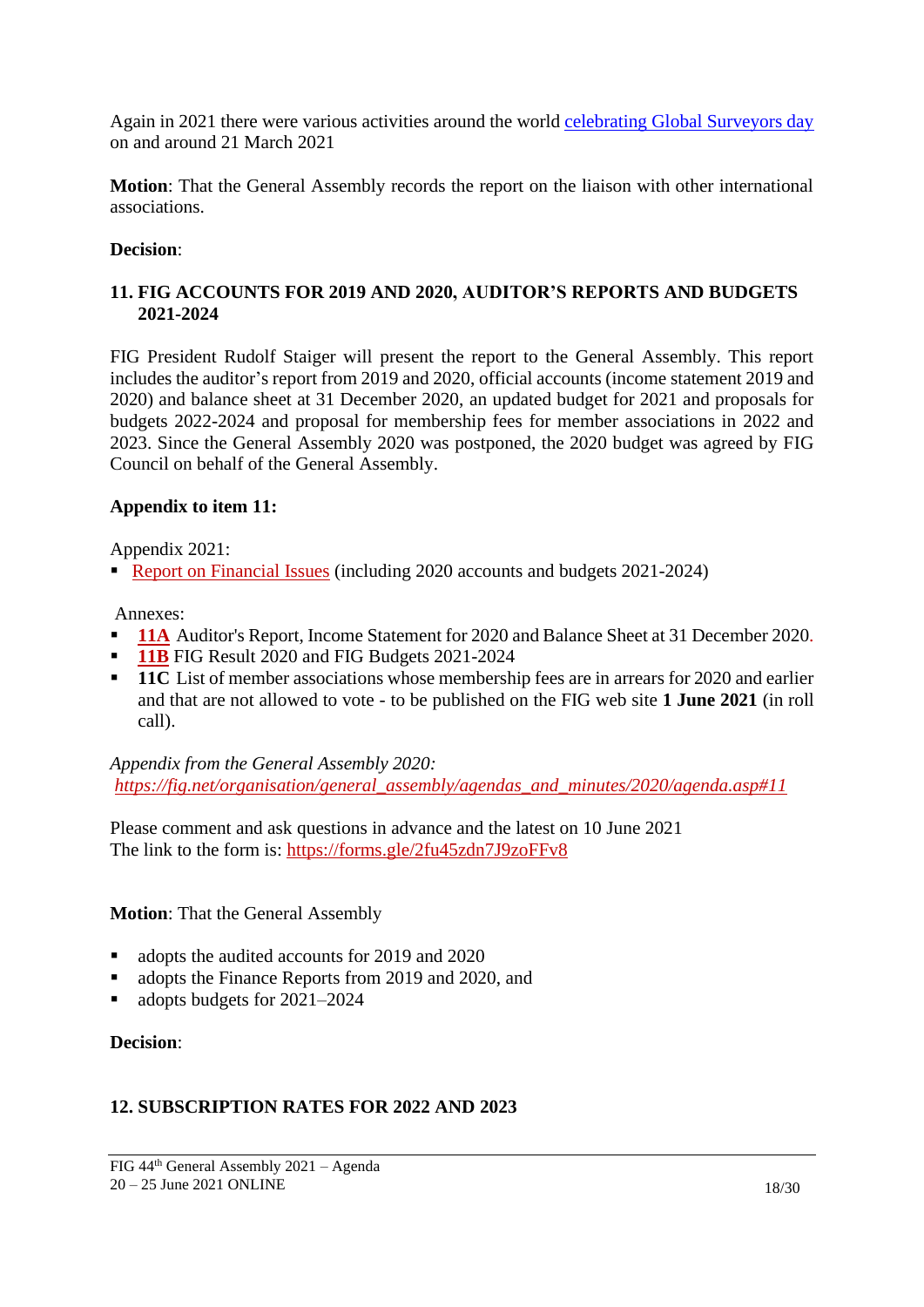Again in 2021 there were various activities around the world celebrating Global Surveyors day on and around 21 March 2021

**Motion**: That the General Assembly records the report on the liaison with other international associations.

**Decision**:

## 11. FIG ACCOUNTS FOR 2019 AND 2020, AUDITOR'S REPORTS AND BUDGETS 2021-2024

FIG President Rudolf Staiger will present the report to the General Assembly. This report includes the auditor's report from 2019 and 2020, official accounts (income statement 2019 and 2020) and balance sheet at 31 December 2020, an updated budget for 2021 and proposals for budgets 2022-2024 and proposal for membership fees for member associations in 2022 and 2023. Since the General Assembly 2020 was postponed, the 2020 budget was agreed by FIG Council on behalf of the General Assembly.

**Appendix to item 11:**

Appendix 2021:

- Report on Financial Issues (including 2020 accounts and budgets 2021-2024)

Annexes:

- **11A** Auditor's Report, Income Statement for 2020 and Balance Sheet at 31 December 2020.
- **11B** FIG Result 2020 and FIG Budgets 2021-2024
- **11C** List of member associations whose membership fees are in arrears for 2020 and earlier and that are not allowed to vote - to be published on the FIG web site **1 June 2021** (in roll call).

*Appendix from the General Assembly 2020:*
*https://fig.net/organisation/general_assembly/agendas_and_minutes/2020/agenda.asp#11*

Please comment and ask questions in advance and the latest on 10 June 2021
The link to the form is: https://forms.gle/2fu45zdn7J9zoFFv8

**Motion**: That the General Assembly

- adopts the audited accounts for 2019 and 2020
- adopts the Finance Reports from 2019 and 2020, and
- adopts budgets for 2021–2024

**Decision**:

## 12. SUBSCRIPTION RATES FOR 2022 AND 2023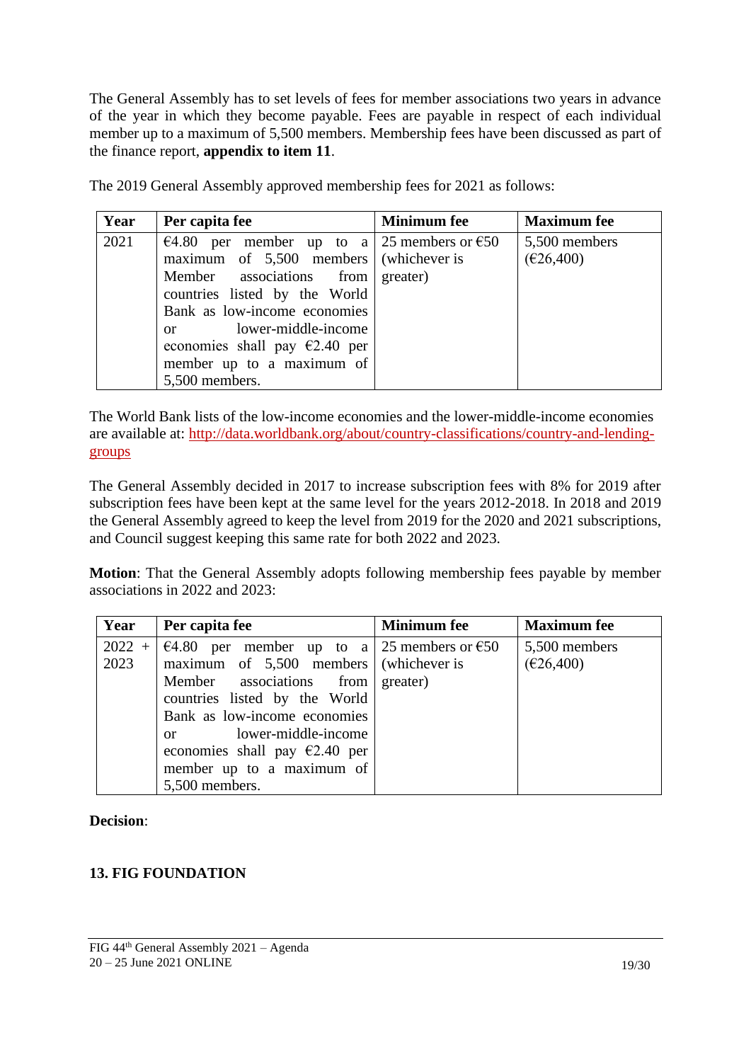The General Assembly has to set levels of fees for member associations two years in advance of the year in which they become payable. Fees are payable in respect of each individual member up to a maximum of 5,500 members. Membership fees have been discussed as part of the finance report, **appendix to item 11**.

The 2019 General Assembly approved membership fees for 2021 as follows:

| Year | Per capita fee | Minimum fee | Maximum fee |
|---|---|---|---|
| 2021 | €4.80 per member up to a maximum of 5,500 members Member associations from countries listed by the World Bank as low-income economies or lower-middle-income economies shall pay €2.40 per member up to a maximum of 5,500 members. | 25 members or €50 (whichever is greater) | 5,500 members (€26,400) |

The World Bank lists of the low-income economies and the lower-middle-income economies are available at: http://data.worldbank.org/about/country-classifications/country-and-lending-groups

The General Assembly decided in 2017 to increase subscription fees with 8% for 2019 after subscription fees have been kept at the same level for the years 2012-2018. In 2018 and 2019 the General Assembly agreed to keep the level from 2019 for the 2020 and 2021 subscriptions, and Council suggest keeping this same rate for both 2022 and 2023.

**Motion**: That the General Assembly adopts following membership fees payable by member associations in 2022 and 2023:

| Year | Per capita fee | Minimum fee | Maximum fee |
|---|---|---|---|
| 2022 + 2023 | €4.80 per member up to a maximum of 5,500 members Member associations from countries listed by the World Bank as low-income economies or lower-middle-income economies shall pay €2.40 per member up to a maximum of 5,500 members. | 25 members or €50 (whichever is greater) | 5,500 members (€26,400) |

**Decision**:

## 13. FIG FOUNDATION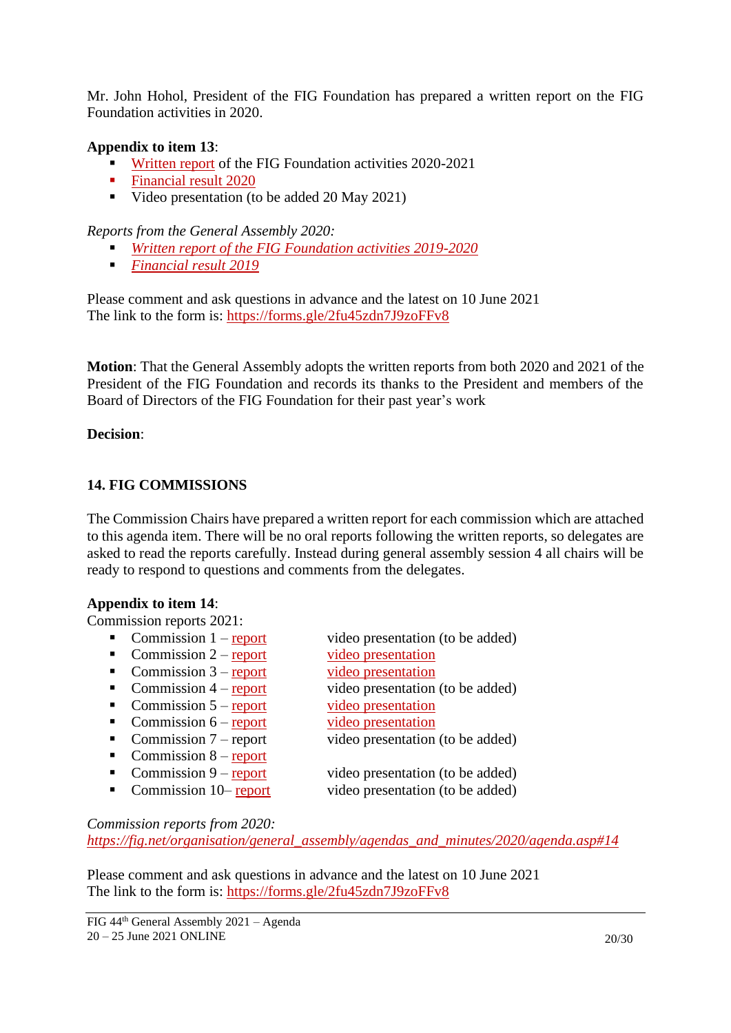Mr. John Hohol, President of the FIG Foundation has prepared a written report on the FIG Foundation activities in 2020.

**Appendix to item 13**:

- Written report of the FIG Foundation activities 2020-2021
- Financial result 2020
- Video presentation (to be added 20 May 2021)

*Reports from the General Assembly 2020:*

- *Written report of the FIG Foundation activities 2019-2020*
- *Financial result 2019*

Please comment and ask questions in advance and the latest on 10 June 2021
The link to the form is: https://forms.gle/2fu45zdn7J9zoFFv8

**Motion**: That the General Assembly adopts the written reports from both 2020 and 2021 of the President of the FIG Foundation and records its thanks to the President and members of the Board of Directors of the FIG Foundation for their past year's work

**Decision**:

## 14. FIG COMMISSIONS

The Commission Chairs have prepared a written report for each commission which are attached to this agenda item. There will be no oral reports following the written reports, so delegates are asked to read the reports carefully. Instead during general assembly session 4 all chairs will be ready to respond to questions and comments from the delegates.

**Appendix to item 14**:

Commission reports 2021:

- Commission 1 – report — video presentation (to be added)
- Commission 2 – report — video presentation
- Commission 3 – report — video presentation
- Commission 4 – report — video presentation (to be added)
- Commission 5 – report — video presentation
- Commission 6 – report — video presentation
- Commission 7 – report — video presentation (to be added)
- Commission 8 – report
- Commission 9 – report — video presentation (to be added)
- Commission 10– report — video presentation (to be added)

*Commission reports from 2020:*
*https://fig.net/organisation/general_assembly/agendas_and_minutes/2020/agenda.asp#14*

Please comment and ask questions in advance and the latest on 10 June 2021
The link to the form is: https://forms.gle/2fu45zdn7J9zoFFv8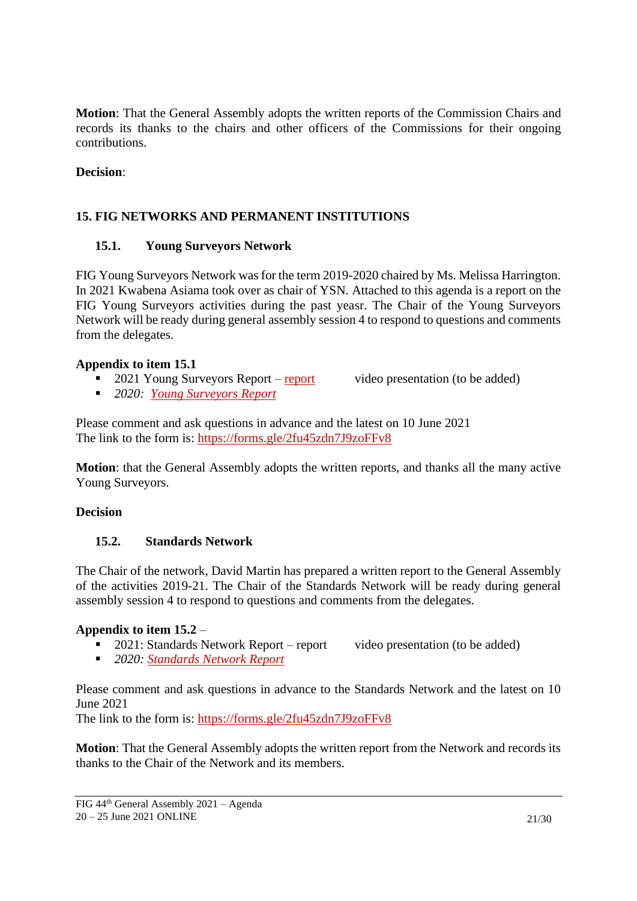**Motion**: That the General Assembly adopts the written reports of the Commission Chairs and records its thanks to the chairs and other officers of the Commissions for their ongoing contributions.

**Decision**:

## 15. FIG NETWORKS AND PERMANENT INSTITUTIONS

### 15.1. Young Surveyors Network

FIG Young Surveyors Network was for the term 2019-2020 chaired by Ms. Melissa Harrington. In 2021 Kwabena Asiama took over as chair of YSN. Attached to this agenda is a report on the FIG Young Surveyors activities during the past yeasr. The Chair of the Young Surveyors Network will be ready during general assembly session 4 to respond to questions and comments from the delegates.

**Appendix to item 15.1**

- 2021 Young Surveyors Report – report video presentation (to be added)
- *2020: Young Surveyors Report*

Please comment and ask questions in advance and the latest on 10 June 2021
The link to the form is: https://forms.gle/2fu45zdn7J9zoFFv8

**Motion**: that the General Assembly adopts the written reports, and thanks all the many active Young Surveyors.

**Decision**

### 15.2. Standards Network

The Chair of the network, David Martin has prepared a written report to the General Assembly of the activities 2019-21. The Chair of the Standards Network will be ready during general assembly session 4 to respond to questions and comments from the delegates.

**Appendix to item 15.2** –

- 2021: Standards Network Report – report video presentation (to be added)
- *2020: Standards Network Report*

Please comment and ask questions in advance to the Standards Network and the latest on 10 June 2021
The link to the form is: https://forms.gle/2fu45zdn7J9zoFFv8

**Motion**: That the General Assembly adopts the written report from the Network and records its thanks to the Chair of the Network and its members.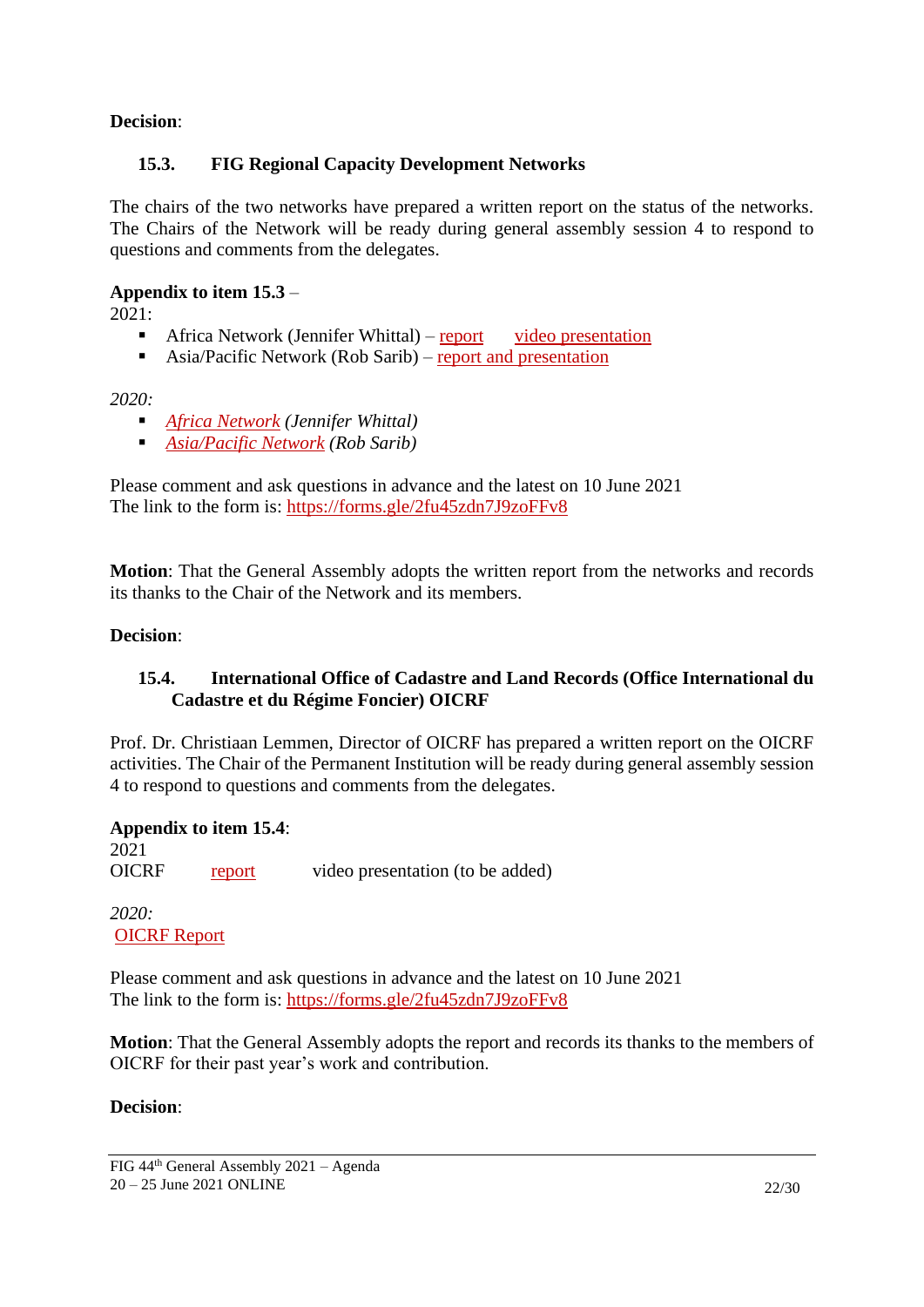**Decision**:

### 15.3. FIG Regional Capacity Development Networks

The chairs of the two networks have prepared a written report on the status of the networks. The Chairs of the Network will be ready during general assembly session 4 to respond to questions and comments from the delegates.

**Appendix to item 15.3** –
2021:

- Africa Network (Jennifer Whittal) – report video presentation
- Asia/Pacific Network (Rob Sarib) – report and presentation

*2020:*

- *Africa Network (Jennifer Whittal)*
- *Asia/Pacific Network (Rob Sarib)*

Please comment and ask questions in advance and the latest on 10 June 2021
The link to the form is: https://forms.gle/2fu45zdn7J9zoFFv8

**Motion**: That the General Assembly adopts the written report from the networks and records its thanks to the Chair of the Network and its members.

**Decision**:

### 15.4. International Office of Cadastre and Land Records (Office International du Cadastre et du Régime Foncier) OICRF

Prof. Dr. Christiaan Lemmen, Director of OICRF has prepared a written report on the OICRF activities. The Chair of the Permanent Institution will be ready during general assembly session 4 to respond to questions and comments from the delegates.

**Appendix to item 15.4**:
2021
OICRF report video presentation (to be added)

*2020:*
OICRF Report

Please comment and ask questions in advance and the latest on 10 June 2021
The link to the form is: https://forms.gle/2fu45zdn7J9zoFFv8

**Motion**: That the General Assembly adopts the report and records its thanks to the members of OICRF for their past year's work and contribution.

**Decision**: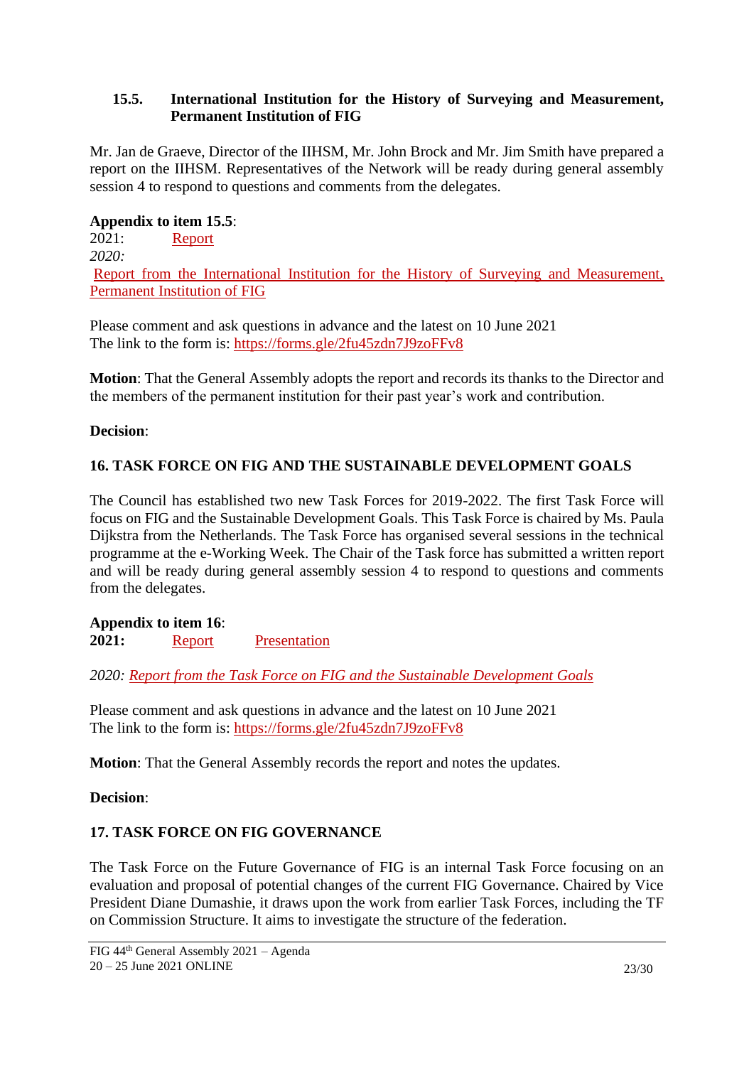### 15.5. International Institution for the History of Surveying and Measurement, Permanent Institution of FIG

Mr. Jan de Graeve, Director of the IIHSM, Mr. John Brock and Mr. Jim Smith have prepared a report on the IIHSM. Representatives of the Network will be ready during general assembly session 4 to respond to questions and comments from the delegates.

**Appendix to item 15.5**:
2021: Report
*2020:*
Report from the International Institution for the History of Surveying and Measurement, Permanent Institution of FIG

Please comment and ask questions in advance and the latest on 10 June 2021
The link to the form is: https://forms.gle/2fu45zdn7J9zoFFv8

**Motion**: That the General Assembly adopts the report and records its thanks to the Director and the members of the permanent institution for their past year's work and contribution.

**Decision**:

## 16. TASK FORCE ON FIG AND THE SUSTAINABLE DEVELOPMENT GOALS

The Council has established two new Task Forces for 2019-2022. The first Task Force will focus on FIG and the Sustainable Development Goals. This Task Force is chaired by Ms. Paula Dijkstra from the Netherlands. The Task Force has organised several sessions in the technical programme at the e-Working Week. The Chair of the Task force has submitted a written report and will be ready during general assembly session 4 to respond to questions and comments from the delegates.

**Appendix to item 16**:
**2021:** Report Presentation

*2020: Report from the Task Force on FIG and the Sustainable Development Goals*

Please comment and ask questions in advance and the latest on 10 June 2021
The link to the form is: https://forms.gle/2fu45zdn7J9zoFFv8

**Motion**: That the General Assembly records the report and notes the updates.

**Decision**:

## 17. TASK FORCE ON FIG GOVERNANCE

The Task Force on the Future Governance of FIG is an internal Task Force focusing on an evaluation and proposal of potential changes of the current FIG Governance. Chaired by Vice President Diane Dumashie, it draws upon the work from earlier Task Forces, including the TF on Commission Structure. It aims to investigate the structure of the federation.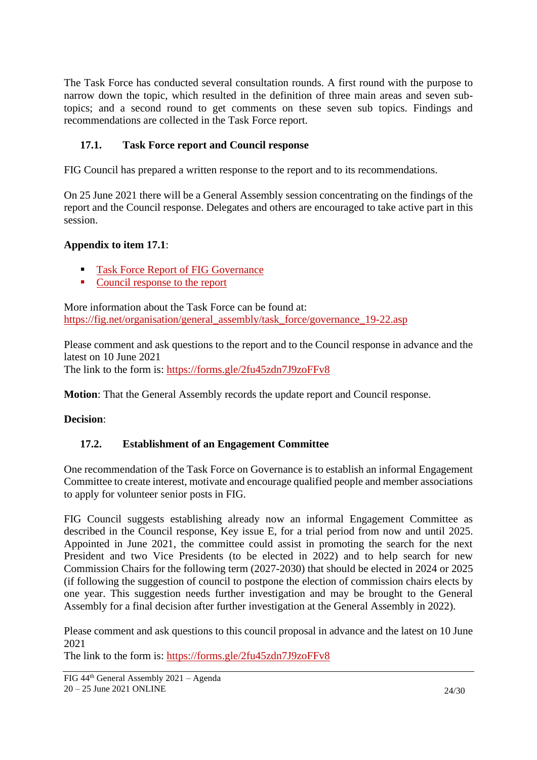The Task Force has conducted several consultation rounds. A first round with the purpose to narrow down the topic, which resulted in the definition of three main areas and seven sub-topics; and a second round to get comments on these seven sub topics. Findings and recommendations are collected in the Task Force report.

### 17.1. Task Force report and Council response

FIG Council has prepared a written response to the report and to its recommendations.

On 25 June 2021 there will be a General Assembly session concentrating on the findings of the report and the Council response. Delegates and others are encouraged to take active part in this session.

**Appendix to item 17.1**:

- Task Force Report of FIG Governance
- Council response to the report

More information about the Task Force can be found at:
https://fig.net/organisation/general_assembly/task_force/governance_19-22.asp

Please comment and ask questions to the report and to the Council response in advance and the latest on 10 June 2021
The link to the form is: https://forms.gle/2fu45zdn7J9zoFFv8

**Motion**: That the General Assembly records the update report and Council response.

**Decision**:

### 17.2. Establishment of an Engagement Committee

One recommendation of the Task Force on Governance is to establish an informal Engagement Committee to create interest, motivate and encourage qualified people and member associations to apply for volunteer senior posts in FIG.

FIG Council suggests establishing already now an informal Engagement Committee as described in the Council response, Key issue E, for a trial period from now and until 2025. Appointed in June 2021, the committee could assist in promoting the search for the next President and two Vice Presidents (to be elected in 2022) and to help search for new Commission Chairs for the following term (2027-2030) that should be elected in 2024 or 2025 (if following the suggestion of council to postpone the election of commission chairs elects by one year. This suggestion needs further investigation and may be brought to the General Assembly for a final decision after further investigation at the General Assembly in 2022).

Please comment and ask questions to this council proposal in advance and the latest on 10 June 2021
The link to the form is: https://forms.gle/2fu45zdn7J9zoFFv8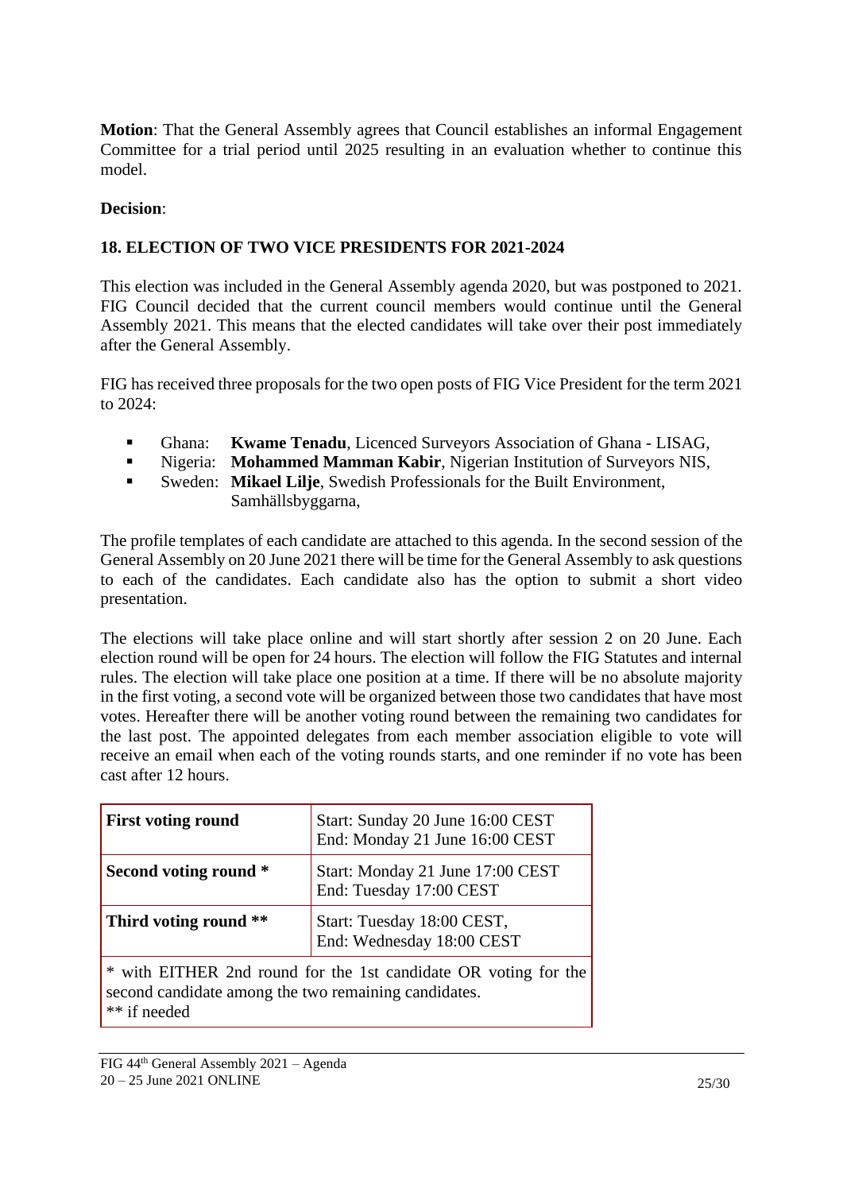**Motion**: That the General Assembly agrees that Council establishes an informal Engagement Committee for a trial period until 2025 resulting in an evaluation whether to continue this model.

**Decision**:

## 18. ELECTION OF TWO VICE PRESIDENTS FOR 2021-2024

This election was included in the General Assembly agenda 2020, but was postponed to 2021. FIG Council decided that the current council members would continue until the General Assembly 2021. This means that the elected candidates will take over their post immediately after the General Assembly.

FIG has received three proposals for the two open posts of FIG Vice President for the term 2021 to 2024:

- Ghana: **Kwame Tenadu**, Licenced Surveyors Association of Ghana - LISAG,
- Nigeria: **Mohammed Mamman Kabir**, Nigerian Institution of Surveyors NIS,
- Sweden: **Mikael Lilje**, Swedish Professionals for the Built Environment, Samhällsbyggarna,

The profile templates of each candidate are attached to this agenda. In the second session of the General Assembly on 20 June 2021 there will be time for the General Assembly to ask questions to each of the candidates. Each candidate also has the option to submit a short video presentation.

The elections will take place online and will start shortly after session 2 on 20 June. Each election round will be open for 24 hours. The election will follow the FIG Statutes and internal rules. The election will take place one position at a time. If there will be no absolute majority in the first voting, a second vote will be organized between those two candidates that have most votes. Hereafter there will be another voting round between the remaining two candidates for the last post. The appointed delegates from each member association eligible to vote will receive an email when each of the voting rounds starts, and one reminder if no vote has been cast after 12 hours.

| | |
|---|---|
| **First voting round** | Start: Sunday 20 June 16:00 CEST<br>End: Monday 21 June 16:00 CEST |
| **Second voting round** * | Start: Monday 21 June 17:00 CEST<br>End: Tuesday 17:00 CEST |
| **Third voting round** ** | Start: Tuesday 18:00 CEST,<br>End: Wednesday 18:00 CEST |
| * with EITHER 2nd round for the 1st candidate OR voting for the second candidate among the two remaining candidates.<br>** if needed | |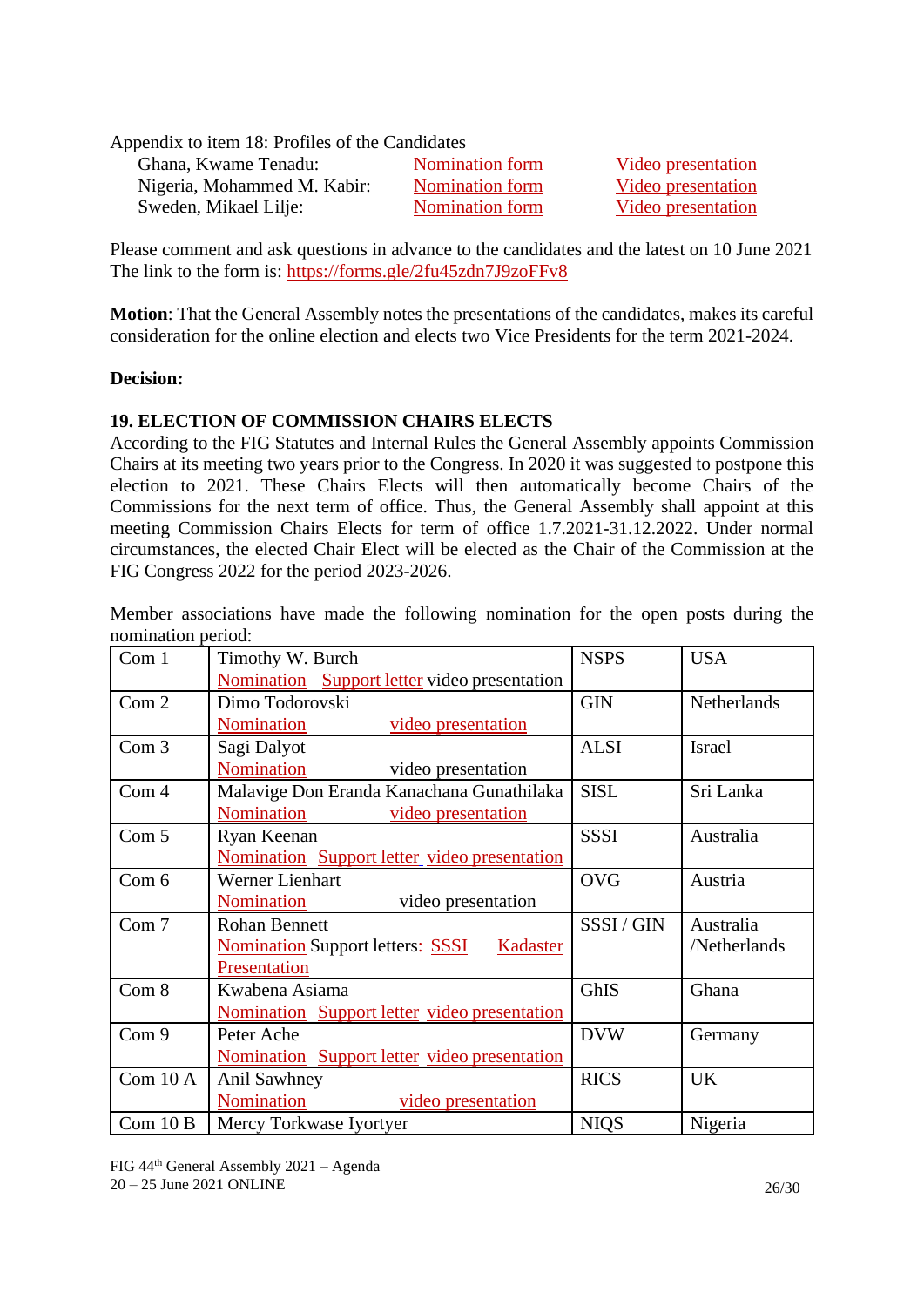Appendix to item 18: Profiles of the Candidates

| | | |
|---|---|---|
| Ghana, Kwame Tenadu: | Nomination form | Video presentation |
| Nigeria, Mohammed M. Kabir: | Nomination form | Video presentation |
| Sweden, Mikael Lilje: | Nomination form | Video presentation |

Please comment and ask questions in advance to the candidates and the latest on 10 June 2021
The link to the form is: https://forms.gle/2fu45zdn7J9zoFFv8

**Motion**: That the General Assembly notes the presentations of the candidates, makes its careful consideration for the online election and elects two Vice Presidents for the term 2021-2024.

**Decision:**

## 19. ELECTION OF COMMISSION CHAIRS ELECTS

According to the FIG Statutes and Internal Rules the General Assembly appoints Commission Chairs at its meeting two years prior to the Congress. In 2020 it was suggested to postpone this election to 2021. These Chairs Elects will then automatically become Chairs of the Commissions for the next term of office. Thus, the General Assembly shall appoint at this meeting Commission Chairs Elects for term of office 1.7.2021-31.12.2022. Under normal circumstances, the elected Chair Elect will be elected as the Chair of the Commission at the FIG Congress 2022 for the period 2023-2026.

Member associations have made the following nomination for the open posts during the nomination period:

| | | | |
|---|---|---|---|
| Com 1 | Timothy W. Burch<br>Nomination Support letter video presentation | NSPS | USA |
| Com 2 | Dimo Todorovski<br>Nomination video presentation | GIN | Netherlands |
| Com 3 | Sagi Dalyot<br>Nomination video presentation | ALSI | Israel |
| Com 4 | Malavige Don Eranda Kanachana Gunathilaka<br>Nomination video presentation | SISL | Sri Lanka |
| Com 5 | Ryan Keenan<br>Nomination Support letter video presentation | SSSI | Australia |
| Com 6 | Werner Lienhart<br>Nomination video presentation | OVG | Austria |
| Com 7 | Rohan Bennett<br>Nomination Support letters: SSSI Kadaster<br>Presentation | SSSI / GIN | Australia /Netherlands |
| Com 8 | Kwabena Asiama<br>Nomination Support letter video presentation | GhIS | Ghana |
| Com 9 | Peter Ache<br>Nomination Support letter video presentation | DVW | Germany |
| Com 10 A | Anil Sawhney<br>Nomination video presentation | RICS | UK |
| Com 10 B | Mercy Torkwase Iyortyer | NIQS | Nigeria |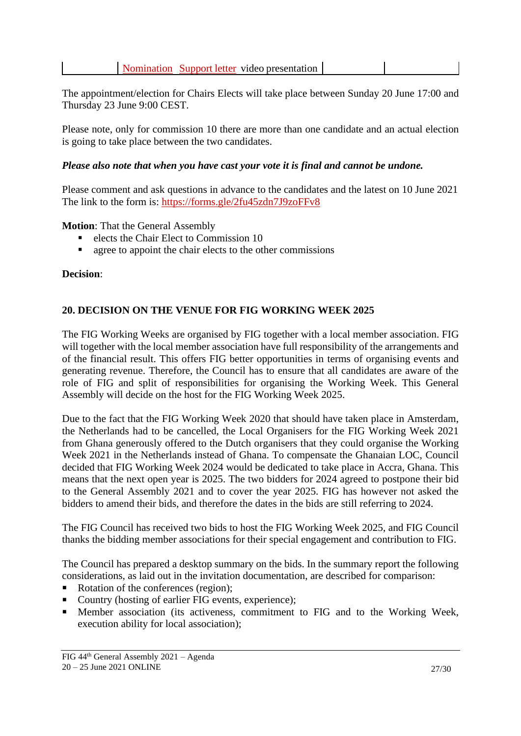| | | | |
|---|---|---|---|
| | Nomination Support letter video presentation | | |

The appointment/election for Chairs Elects will take place between Sunday 20 June 17:00 and Thursday 23 June 9:00 CEST.

Please note, only for commission 10 there are more than one candidate and an actual election is going to take place between the two candidates.

***Please also note that when you have cast your vote it is final and cannot be undone.***

Please comment and ask questions in advance to the candidates and the latest on 10 June 2021
The link to the form is: https://forms.gle/2fu45zdn7J9zoFFv8

**Motion**: That the General Assembly

- elects the Chair Elect to Commission 10
- agree to appoint the chair elects to the other commissions

**Decision**:

## 20. DECISION ON THE VENUE FOR FIG WORKING WEEK 2025

The FIG Working Weeks are organised by FIG together with a local member association. FIG will together with the local member association have full responsibility of the arrangements and of the financial result. This offers FIG better opportunities in terms of organising events and generating revenue. Therefore, the Council has to ensure that all candidates are aware of the role of FIG and split of responsibilities for organising the Working Week. This General Assembly will decide on the host for the FIG Working Week 2025.

Due to the fact that the FIG Working Week 2020 that should have taken place in Amsterdam, the Netherlands had to be cancelled, the Local Organisers for the FIG Working Week 2021 from Ghana generously offered to the Dutch organisers that they could organise the Working Week 2021 in the Netherlands instead of Ghana. To compensate the Ghanaian LOC, Council decided that FIG Working Week 2024 would be dedicated to take place in Accra, Ghana. This means that the next open year is 2025. The two bidders for 2024 agreed to postpone their bid to the General Assembly 2021 and to cover the year 2025. FIG has however not asked the bidders to amend their bids, and therefore the dates in the bids are still referring to 2024.

The FIG Council has received two bids to host the FIG Working Week 2025, and FIG Council thanks the bidding member associations for their special engagement and contribution to FIG.

The Council has prepared a desktop summary on the bids. In the summary report the following considerations, as laid out in the invitation documentation, are described for comparison:

- Rotation of the conferences (region);
- Country (hosting of earlier FIG events, experience);
- Member association (its activeness, commitment to FIG and to the Working Week, execution ability for local association);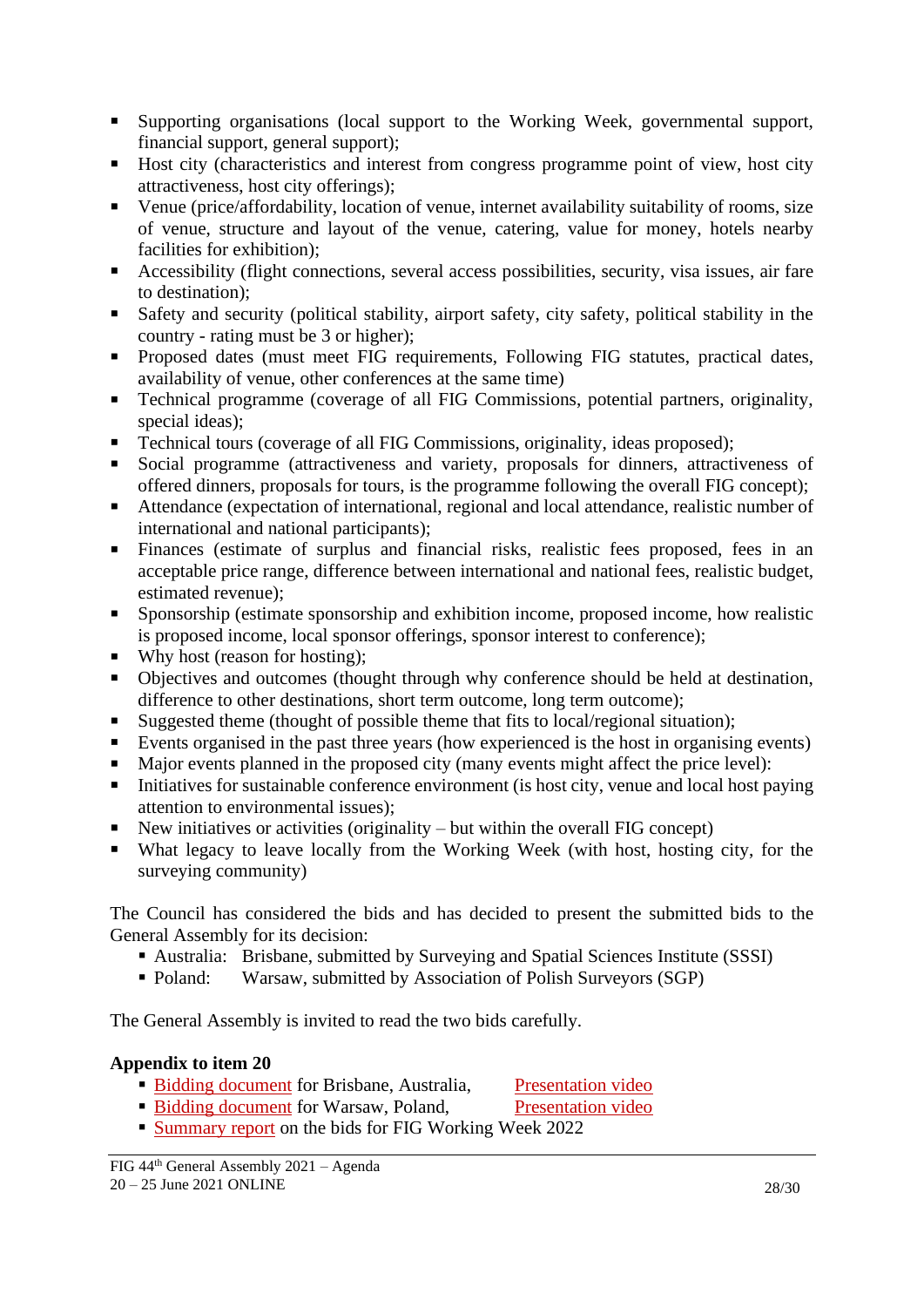- Supporting organisations (local support to the Working Week, governmental support, financial support, general support);
- Host city (characteristics and interest from congress programme point of view, host city attractiveness, host city offerings);
- Venue (price/affordability, location of venue, internet availability suitability of rooms, size of venue, structure and layout of the venue, catering, value for money, hotels nearby facilities for exhibition);
- Accessibility (flight connections, several access possibilities, security, visa issues, air fare to destination);
- Safety and security (political stability, airport safety, city safety, political stability in the country - rating must be 3 or higher);
- Proposed dates (must meet FIG requirements, Following FIG statutes, practical dates, availability of venue, other conferences at the same time)
- Technical programme (coverage of all FIG Commissions, potential partners, originality, special ideas);
- Technical tours (coverage of all FIG Commissions, originality, ideas proposed);
- Social programme (attractiveness and variety, proposals for dinners, attractiveness of offered dinners, proposals for tours, is the programme following the overall FIG concept);
- Attendance (expectation of international, regional and local attendance, realistic number of international and national participants);
- Finances (estimate of surplus and financial risks, realistic fees proposed, fees in an acceptable price range, difference between international and national fees, realistic budget, estimated revenue);
- Sponsorship (estimate sponsorship and exhibition income, proposed income, how realistic is proposed income, local sponsor offerings, sponsor interest to conference);
- Why host (reason for hosting);
- Objectives and outcomes (thought through why conference should be held at destination, difference to other destinations, short term outcome, long term outcome);
- Suggested theme (thought of possible theme that fits to local/regional situation);
- Events organised in the past three years (how experienced is the host in organising events)
- Major events planned in the proposed city (many events might affect the price level):
- Initiatives for sustainable conference environment (is host city, venue and local host paying attention to environmental issues);
- New initiatives or activities (originality – but within the overall FIG concept)
- What legacy to leave locally from the Working Week (with host, hosting city, for the surveying community)

The Council has considered the bids and has decided to present the submitted bids to the General Assembly for its decision:

- Australia: Brisbane, submitted by Surveying and Spatial Sciences Institute (SSSI)
- Poland: Warsaw, submitted by Association of Polish Surveyors (SGP)

The General Assembly is invited to read the two bids carefully.

**Appendix to item 20**

- Bidding document for Brisbane, Australia, Presentation video
- Bidding document for Warsaw, Poland, Presentation video
- Summary report on the bids for FIG Working Week 2022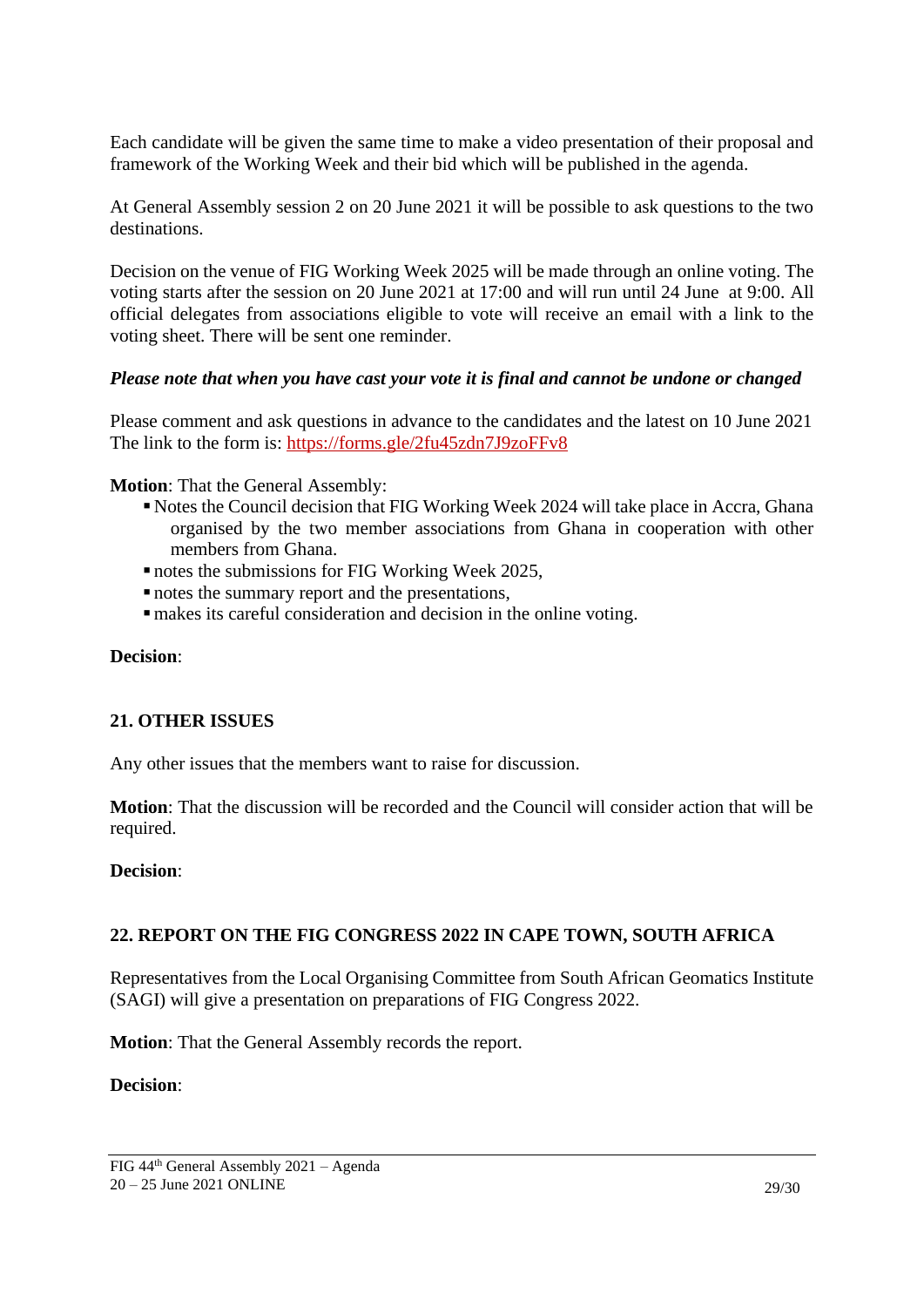Each candidate will be given the same time to make a video presentation of their proposal and framework of the Working Week and their bid which will be published in the agenda.

At General Assembly session 2 on 20 June 2021 it will be possible to ask questions to the two destinations.

Decision on the venue of FIG Working Week 2025 will be made through an online voting. The voting starts after the session on 20 June 2021 at 17:00 and will run until 24 June at 9:00. All official delegates from associations eligible to vote will receive an email with a link to the voting sheet. There will be sent one reminder.

***Please note that when you have cast your vote it is final and cannot be undone or changed***

Please comment and ask questions in advance to the candidates and the latest on 10 June 2021 The link to the form is: https://forms.gle/2fu45zdn7J9zoFFv8

**Motion**: That the General Assembly:

- Notes the Council decision that FIG Working Week 2024 will take place in Accra, Ghana organised by the two member associations from Ghana in cooperation with other members from Ghana.
- notes the submissions for FIG Working Week 2025,
- notes the summary report and the presentations,
- makes its careful consideration and decision in the online voting.

**Decision**:

## 21. OTHER ISSUES

Any other issues that the members want to raise for discussion.

**Motion**: That the discussion will be recorded and the Council will consider action that will be required.

**Decision**:

## 22. REPORT ON THE FIG CONGRESS 2022 IN CAPE TOWN, SOUTH AFRICA

Representatives from the Local Organising Committee from South African Geomatics Institute (SAGI) will give a presentation on preparations of FIG Congress 2022.

**Motion**: That the General Assembly records the report.

**Decision**: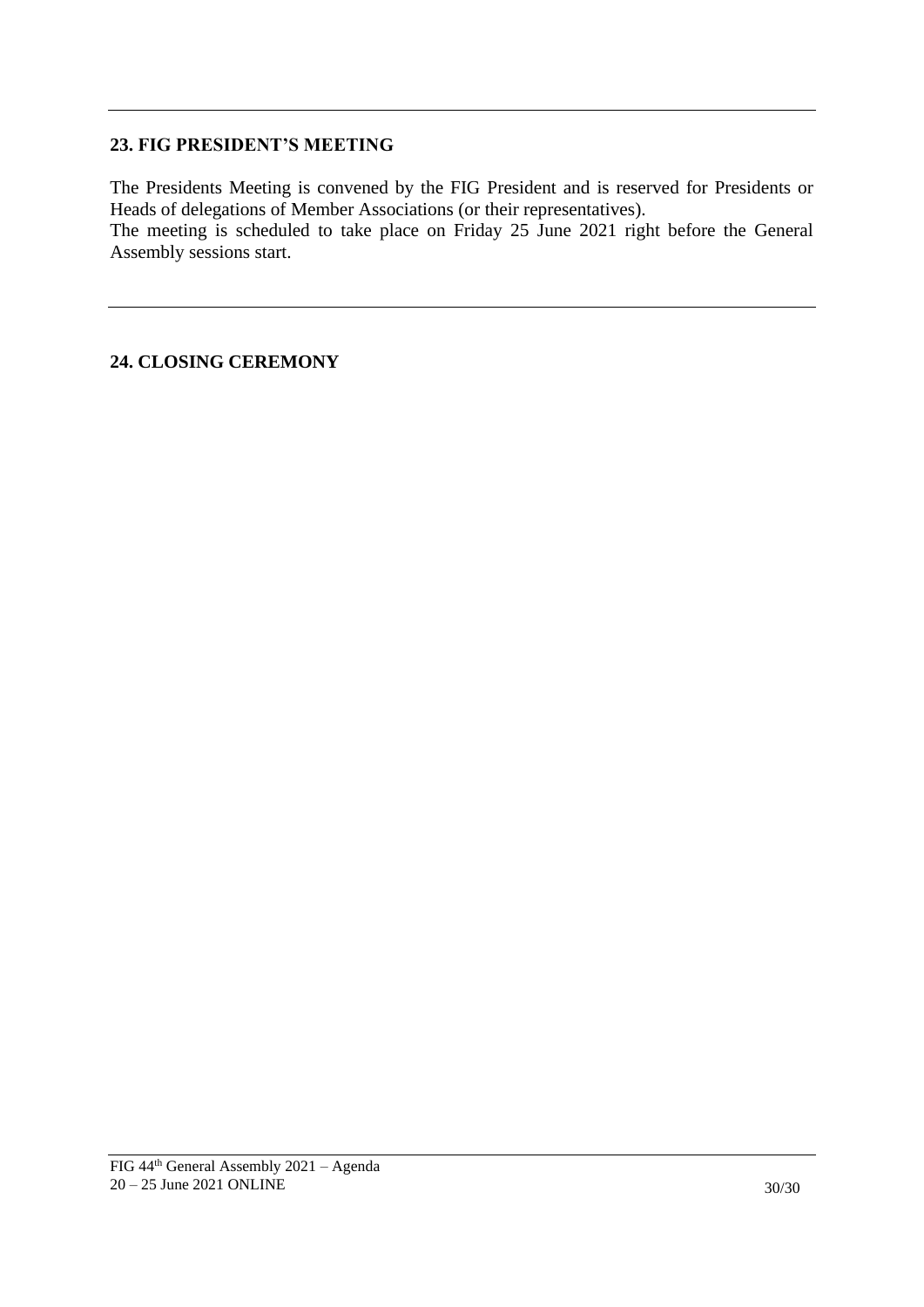## 23. FIG PRESIDENT'S MEETING

The Presidents Meeting is convened by the FIG President and is reserved for Presidents or Heads of delegations of Member Associations (or their representatives).
The meeting is scheduled to take place on Friday 25 June 2021 right before the General Assembly sessions start.

## 24. CLOSING CEREMONY